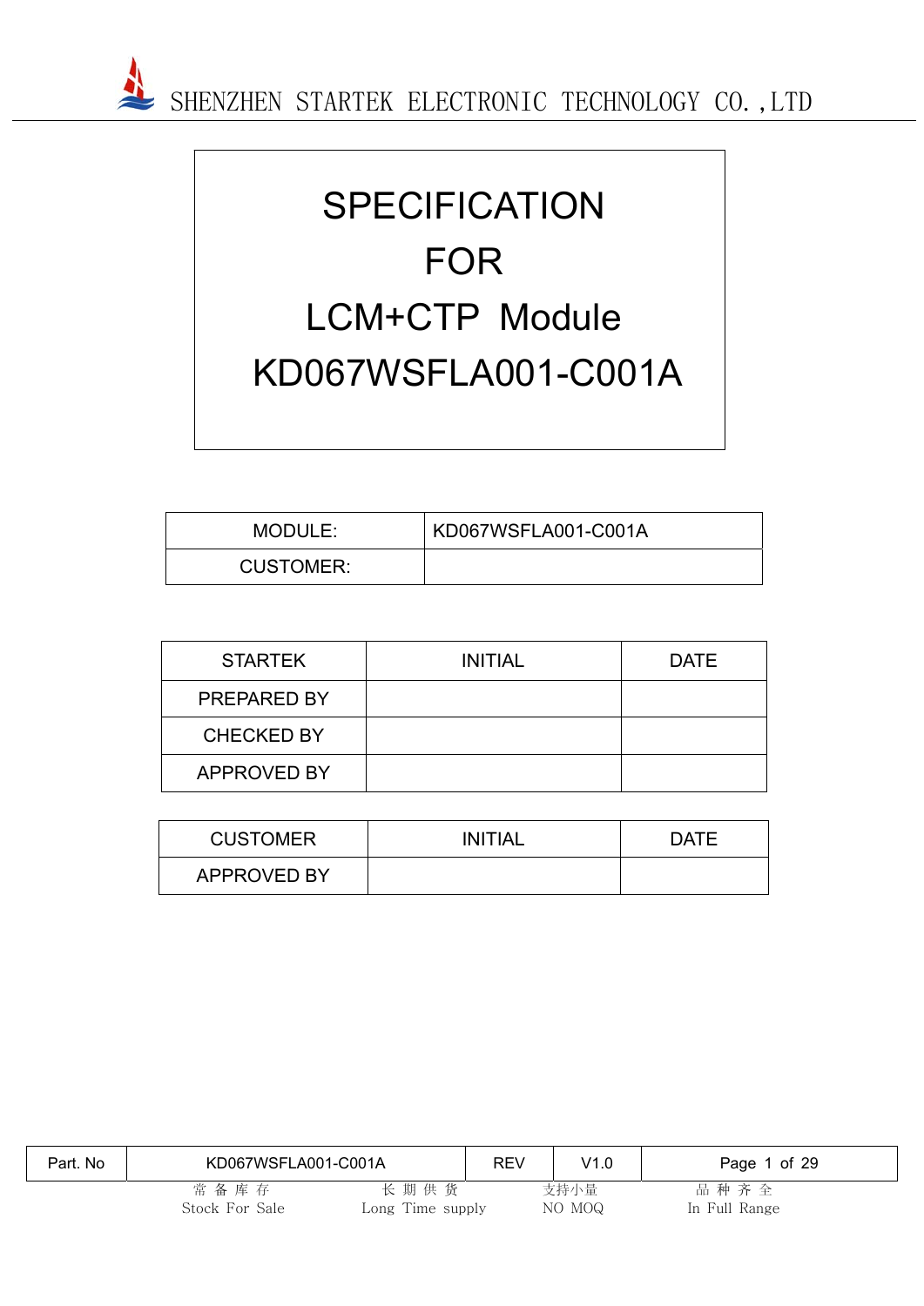# SPECIFICATION
# FOR
# LCM+CTP Module
# KD067WSFLA001-C001A

| MODULE: | KD067WSFLA001-C001A |
|---|---|
| CUSTOMER: | |

| STARTEK | INITIAL | DATE |
|---|---|---|
| PREPARED BY | | |
| CHECKED BY | | |
| APPROVED BY | | |

| CUSTOMER | INITIAL | DATE |
|---|---|---|
| APPROVED BY | | |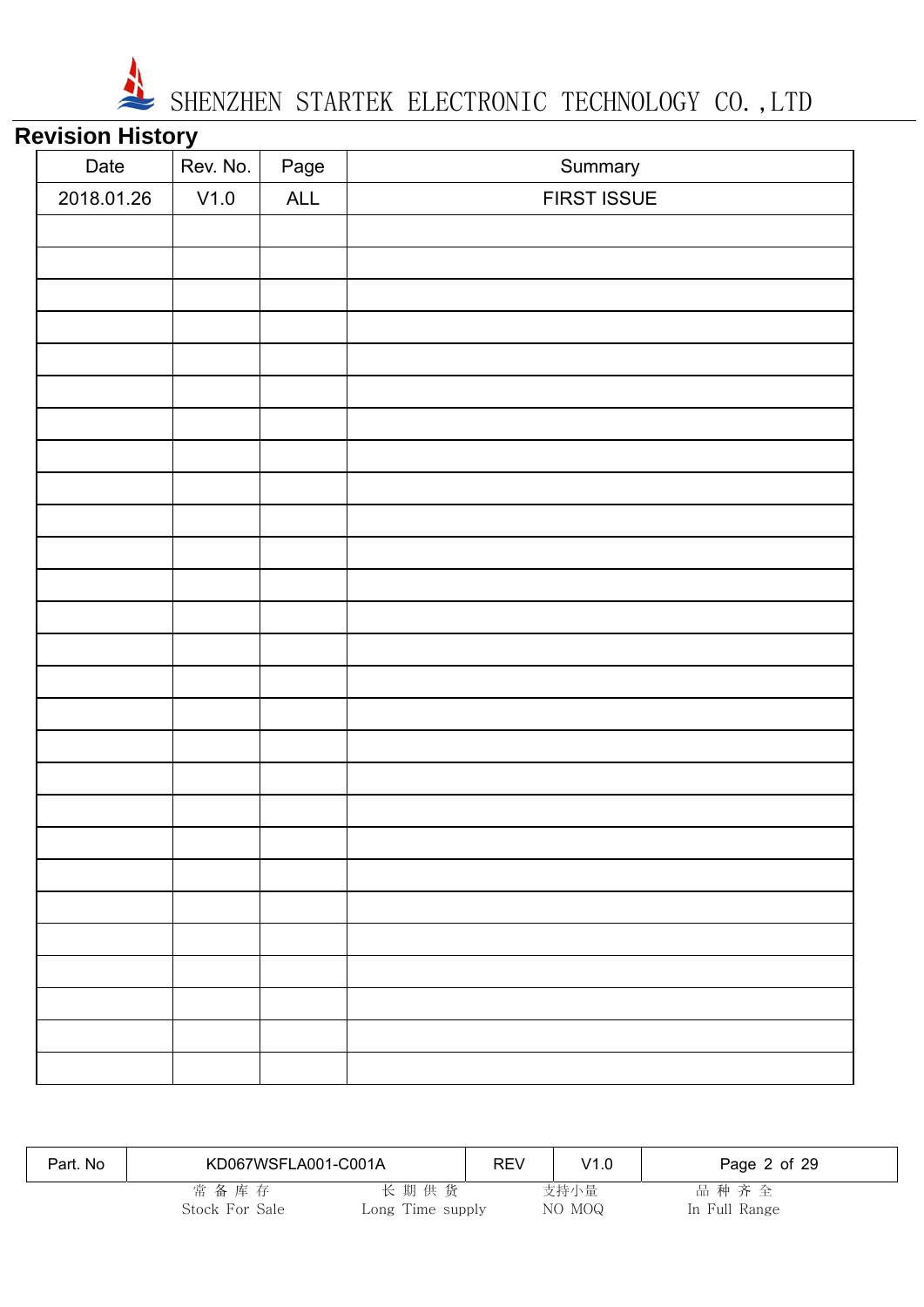## Revision History

| Date | Rev. No. | Page | Summary |
|---|---|---|---|
| 2018.01.26 | V1.0 | ALL | FIRST ISSUE |
| | | | |
| | | | |
| | | | |
| | | | |
| | | | |
| | | | |
| | | | |
| | | | |
| | | | |
| | | | |
| | | | |
| | | | |
| | | | |
| | | | |
| | | | |
| | | | |
| | | | |
| | | | |
| | | | |
| | | | |
| | | | |
| | | | |
| | | | |
| | | | |
| | | | |
| | | | |
| | | | |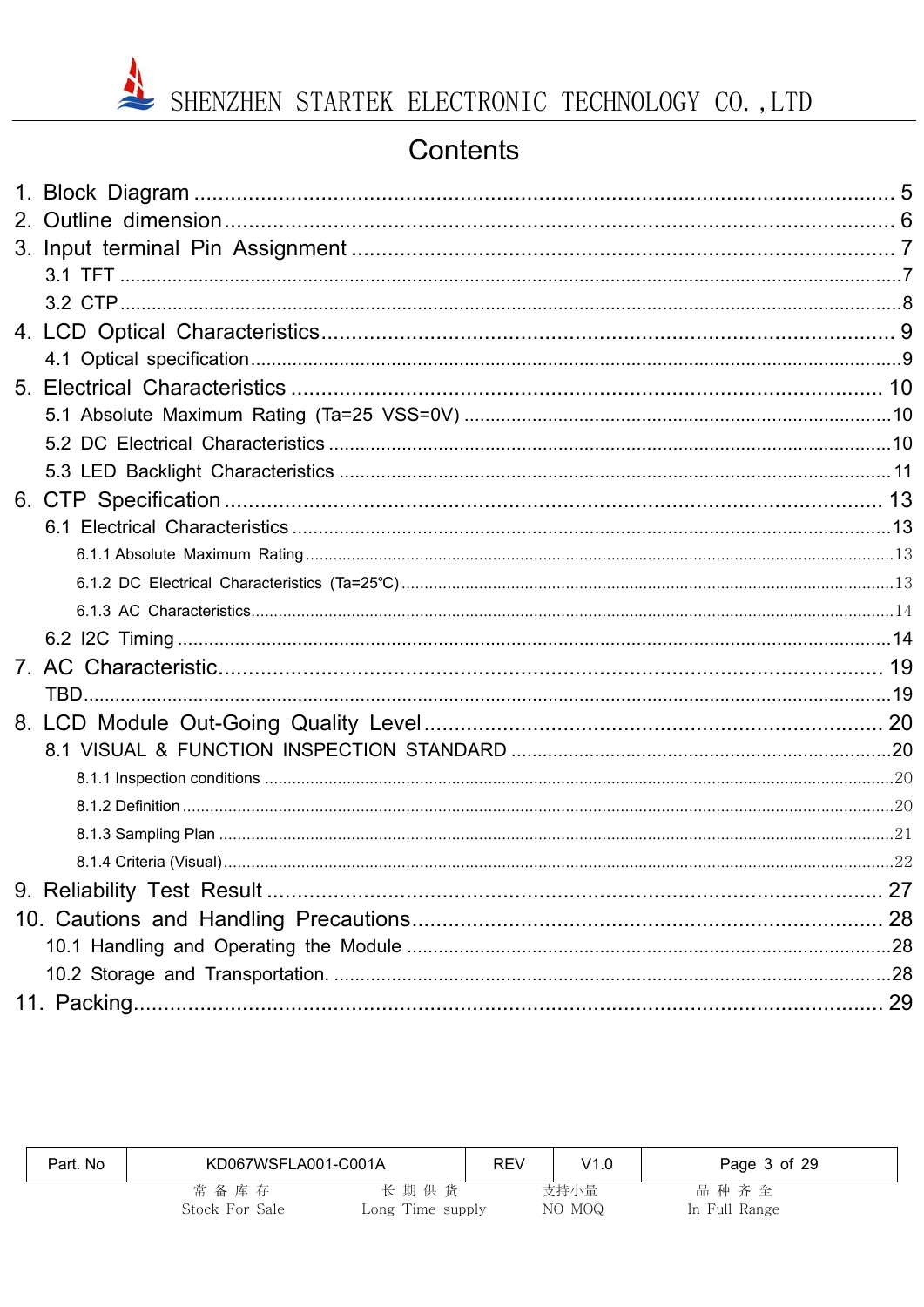# Contents

1. Block Diagram ........................................................................................................ 5
2. Outline dimension ................................................................................................... 6
3. Input terminal Pin Assignment ............................................................................. 7
   - 3.1 TFT ........................................................................................................... 7
   - 3.2 CTP ........................................................................................................... 8
4. LCD Optical Characteristics ................................................................................. 9
   - 4.1 Optical specification .................................................................................. 9
5. Electrical Characteristics ..................................................................................... 10
   - 5.1 Absolute Maximum Rating (Ta=25 VSS=0V) ............................................ 10
   - 5.2 DC Electrical Characteristics .................................................................... 10
   - 5.3 LED Backlight Characteristics .................................................................. 11
6. CTP Specification ................................................................................................. 13
   - 6.1 Electrical Characteristics .......................................................................... 13
     - 6.1.1 Absolute Maximum Rating .................................................................. 13
     - 6.1.2 DC Electrical Characteristics (Ta=25℃) ............................................. 13
     - 6.1.3 AC Characteristics .............................................................................. 14
   - 6.2 I2C Timing ................................................................................................ 14
7. AC Characteristic .................................................................................................. 19
   - TBD ............................................................................................................... 19
8. LCD Module Out-Going Quality Level ................................................................. 20
   - 8.1 VISUAL & FUNCTION INSPECTION STANDARD .................................. 20
     - 8.1.1 Inspection conditions .......................................................................... 20
     - 8.1.2 Definition ............................................................................................. 20
     - 8.1.3 Sampling Plan ..................................................................................... 21
     - 8.1.4 Criteria (Visual) ................................................................................... 22
9. Reliability Test Result ........................................................................................... 27
10. Cautions and Handling Precautions ................................................................... 28
    - 10.1 Handling and Operating the Module ...................................................... 28
    - 10.2 Storage and Transportation. .................................................................. 28
11. Packing ............................................................................................................... 29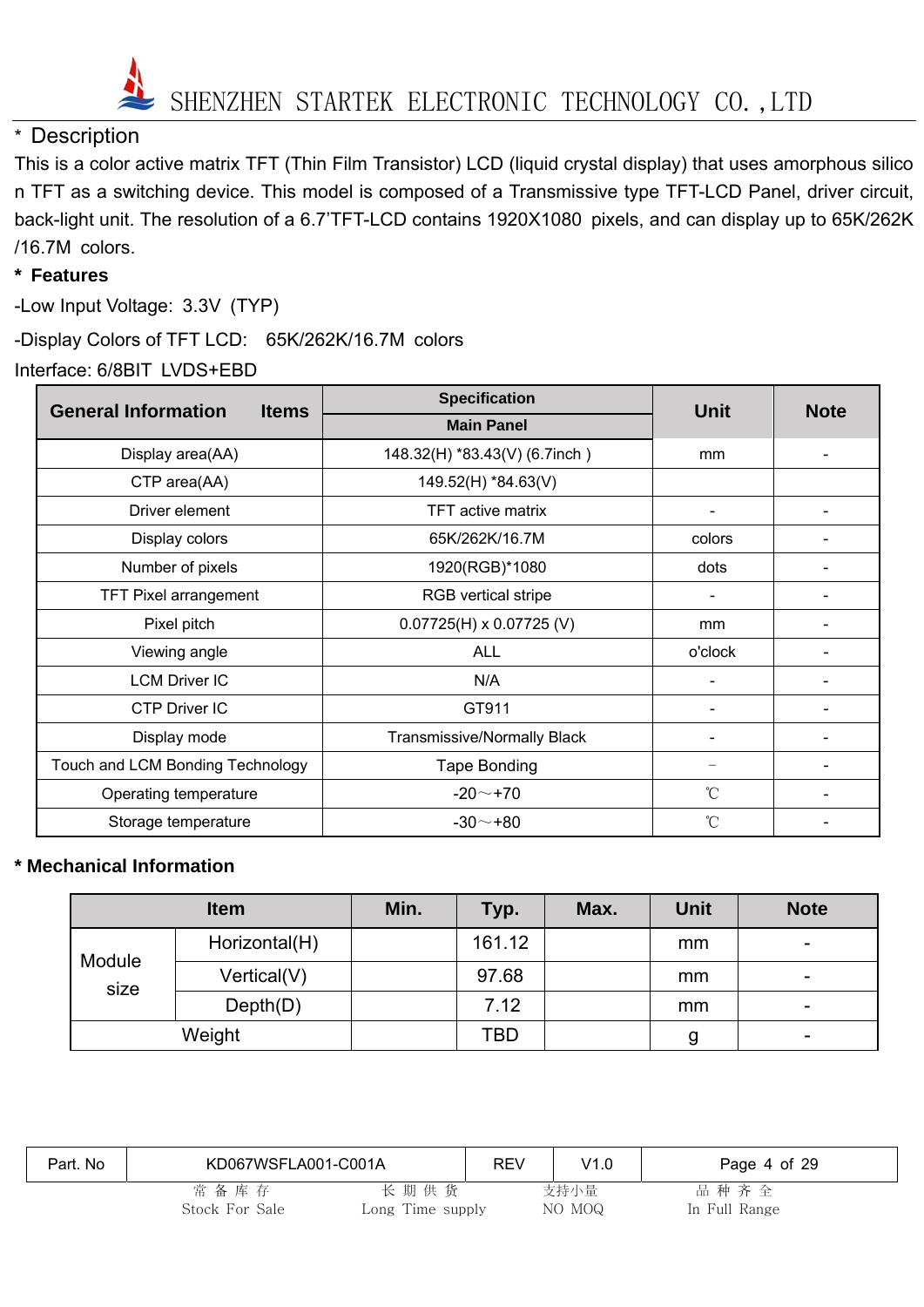## * Description

This is a color active matrix TFT (Thin Film Transistor) LCD (liquid crystal display) that uses amorphous silicon TFT as a switching device. This model is composed of a Transmissive type TFT-LCD Panel, driver circuit, back-light unit. The resolution of a 6.7'TFT-LCD contains 1920X1080 pixels, and can display up to 65K/262K/16.7M colors.

## * Features

-Low Input Voltage: 3.3V (TYP)

-Display Colors of TFT LCD: 65K/262K/16.7M colors

Interface: 6/8BIT LVDS+EBD

| General Information Items | Specification | Unit | Note |
|---|---|---|---|
| | Main Panel | | |
| Display area(AA) | 148.32(H) *83.43(V) (6.7inch ) | mm | - |
| CTP area(AA) | 149.52(H) *84.63(V) | | |
| Driver element | TFT active matrix | - | - |
| Display colors | 65K/262K/16.7M | colors | - |
| Number of pixels | 1920(RGB)*1080 | dots | - |
| TFT Pixel arrangement | RGB vertical stripe | - | - |
| Pixel pitch | 0.07725(H) x 0.07725 (V) | mm | - |
| Viewing angle | ALL | o'clock | - |
| LCM Driver IC | N/A | - | - |
| CTP Driver IC | GT911 | - | - |
| Display mode | Transmissive/Normally Black | - | - |
| Touch and LCM Bonding Technology | Tape Bonding | - | - |
| Operating temperature | -20～+70 | ℃ | - |
| Storage temperature | -30～+80 | ℃ | - |

## * Mechanical Information

| Item | | Min. | Typ. | Max. | Unit | Note |
|---|---|---|---|---|---|---|
| Module size | Horizontal(H) | | 161.12 | | mm | - |
| | Vertical(V) | | 97.68 | | mm | - |
| | Depth(D) | | 7.12 | | mm | - |
| Weight | | | TBD | | g | - |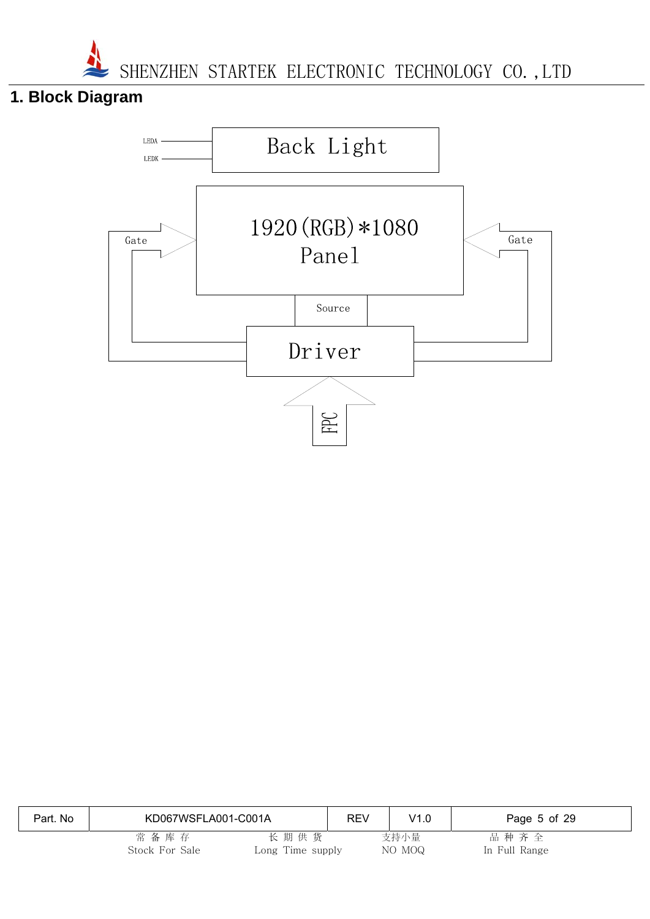# 1. Block Diagram

LEDA

LEDK

Back Light

Gate

1920(RGB)*1080
Panel

Gate

Source

Driver

FPC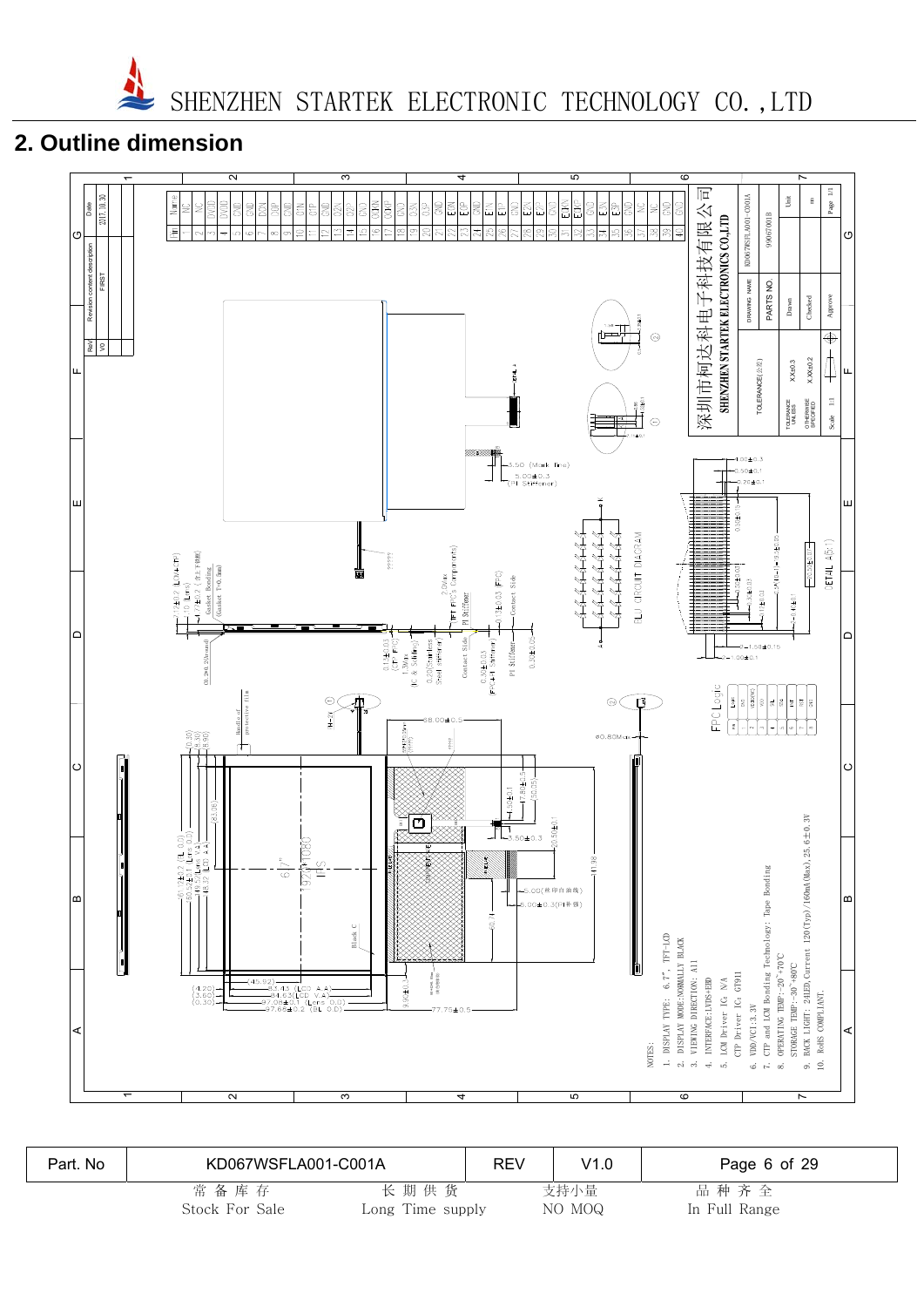## 2. Outline dimension

| Pin | Name |
|---|---|
| 1 | NC |
| 2 | NC |
| 3 | DVDD |
| 4 | DVDD |
| 5 | GND |
| 6 | GND |
| 7 | D2N |
| 8 | D0P |
| 9 | GND |
| 10 | C1N |
| 11 | C1P |
| 12 | GND |
| 13 | D2N |
| 14 | D2P |
| 15 | GND |
| 16 | DCKN |
| 17 | DCKP |
| 18 | GND |
| 19 | D3N |
| 20 | D3P |
| 21 | GND |
| 22 | E0N |
| 23 | E0P |
| 24 | GND |
| 25 | E1N |
| 26 | E1P |
| 27 | GND |
| 28 | E2N |
| 29 | E2P |
| 30 | GND |
| 31 | ECKN |
| 32 | ECKP |
| 33 | GND |
| 34 | E3N |
| 35 | E3P |
| 36 | GND |
| 37 | NC |
| 38 | NC |
| 39 | GND |
| 40 | GND |

| Rev | Revision content description | Date |
|---|---|---|
| V0 | FIRST | 2017.10.30 |

深圳市柯达科电子科技有限公司
SHENZHEN STARTEK ELECTRONICS CO.,LTD

| DRAWING NAME | KD067WSFLA001-C001A |
|---|---|
| PARTS NO. | 99067001B |

NOTES:
1. DISPLAY TYPE: 6.7", TFT-LCD
2. DISPLAY MODE:NORMALLY BLACK
3. VIEWING DIRECTION: All
4. INTERFACE:LVDS+EBD
5. LCM Driver IC: N/A
   CTP Driver IC: GT911
6. VDD/VCI:3.3V
7. CTP and LCM Bonding Technology: Tape Bonding
8. OPERATING TEMP:-20~+70°C
   STORAGE TEMP:-30~+80°C
9. BACK LIGHT: 24LED,Current 120(Typ)/160mA(Max),25.6±0.3V
10. RoHS COMPLIANT.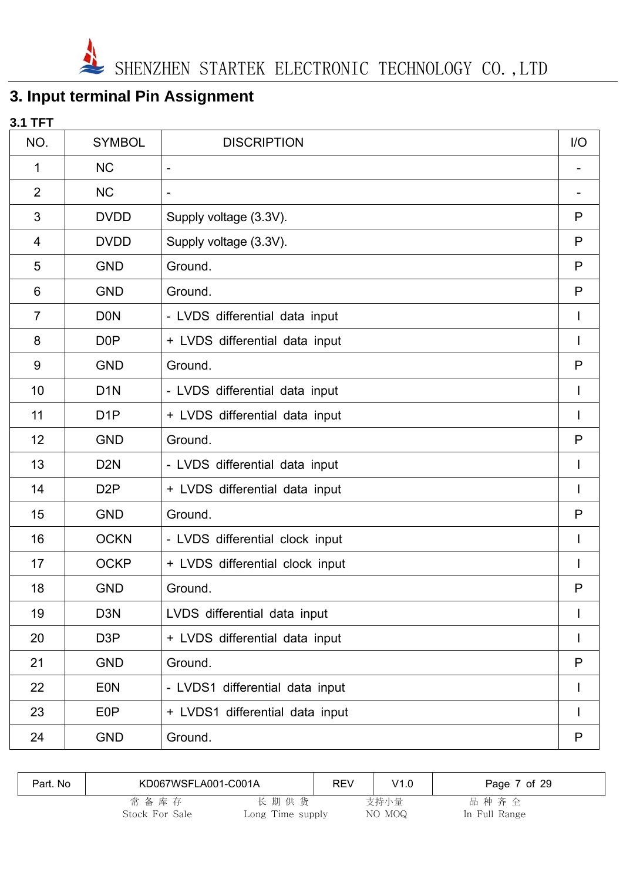# 3. Input terminal Pin Assignment

### 3.1 TFT

| NO. | SYMBOL | DISCRIPTION | I/O |
|---|---|---|---|
| 1 | NC | - | - |
| 2 | NC | - | - |
| 3 | DVDD | Supply voltage (3.3V). | P |
| 4 | DVDD | Supply voltage (3.3V). | P |
| 5 | GND | Ground. | P |
| 6 | GND | Ground. | P |
| 7 | D0N | - LVDS differential data input | I |
| 8 | D0P | + LVDS differential data input | I |
| 9 | GND | Ground. | P |
| 10 | D1N | - LVDS differential data input | I |
| 11 | D1P | + LVDS differential data input | I |
| 12 | GND | Ground. | P |
| 13 | D2N | - LVDS differential data input | I |
| 14 | D2P | + LVDS differential data input | I |
| 15 | GND | Ground. | P |
| 16 | OCKN | - LVDS differential clock input | I |
| 17 | OCKP | + LVDS differential clock input | I |
| 18 | GND | Ground. | P |
| 19 | D3N | LVDS differential data input | I |
| 20 | D3P | + LVDS differential data input | I |
| 21 | GND | Ground. | P |
| 22 | E0N | - LVDS1 differential data input | I |
| 23 | E0P | + LVDS1 differential data input | I |
| 24 | GND | Ground. | P |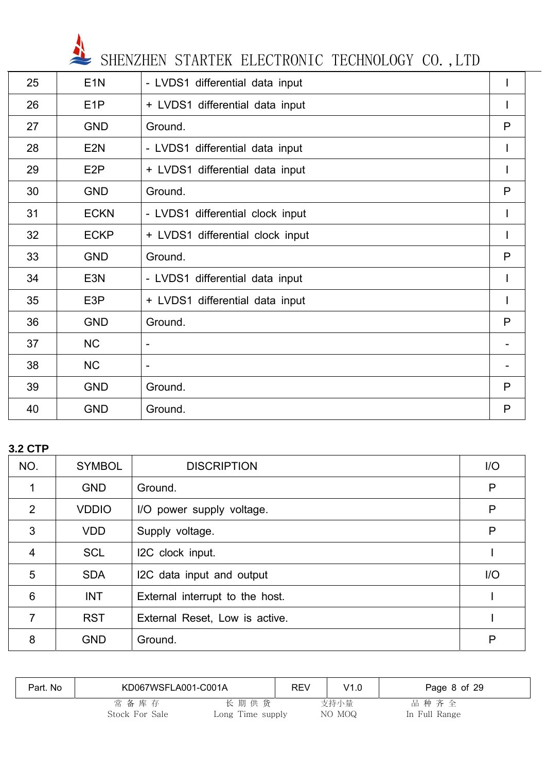| 25 | E1N | - LVDS1 differential data input | I |
|---|---|---|---|
| 26 | E1P | + LVDS1 differential data input | I |
| 27 | GND | Ground. | P |
| 28 | E2N | - LVDS1 differential data input | I |
| 29 | E2P | + LVDS1 differential data input | I |
| 30 | GND | Ground. | P |
| 31 | ECKN | - LVDS1 differential clock input | I |
| 32 | ECKP | + LVDS1 differential clock input | I |
| 33 | GND | Ground. | P |
| 34 | E3N | - LVDS1 differential data input | I |
| 35 | E3P | + LVDS1 differential data input | I |
| 36 | GND | Ground. | P |
| 37 | NC | - | - |
| 38 | NC | - | - |
| 39 | GND | Ground. | P |
| 40 | GND | Ground. | P |

**3.2 CTP**

| NO. | SYMBOL | DISCRIPTION | I/O |
|---|---|---|---|
| 1 | GND | Ground. | P |
| 2 | VDDIO | I/O power supply voltage. | P |
| 3 | VDD | Supply voltage. | P |
| 4 | SCL | I2C clock input. | I |
| 5 | SDA | I2C data input and output | I/O |
| 6 | INT | External interrupt to the host. | I |
| 7 | RST | External Reset, Low is active. | I |
| 8 | GND | Ground. | P |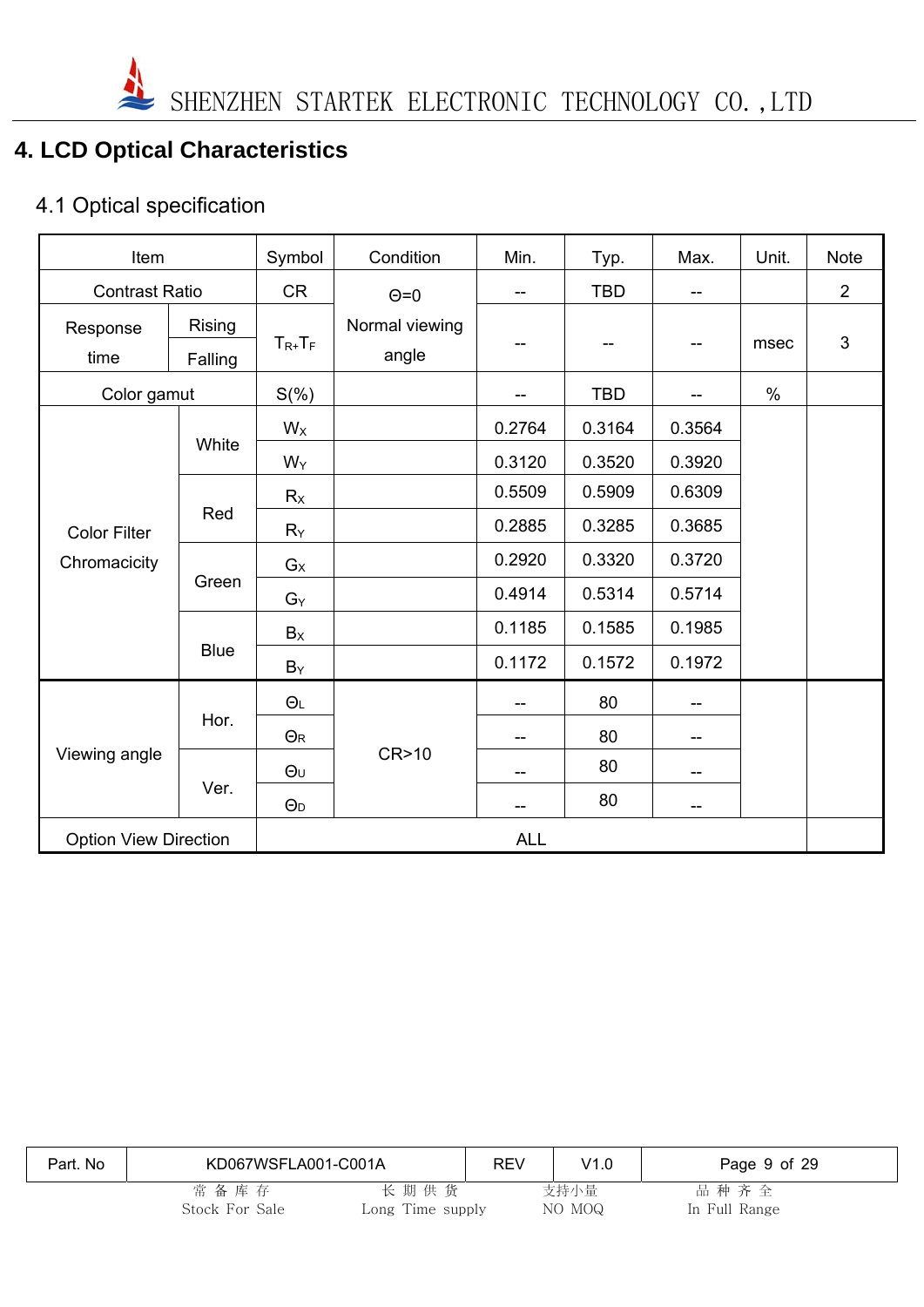# 4. LCD Optical Characteristics

## 4.1 Optical specification

| Item | | Symbol | Condition | Min. | Typ. | Max. | Unit. | Note |
|---|---|---|---|---|---|---|---|---|
| Contrast Ratio | | CR | Θ=0 Normal viewing angle | -- | TBD | -- | | 2 |
| Response time | Rising | $T_{R}$+$T_{F}$ | | -- | -- | -- | msec | 3 |
| | Falling | | | | | | | |
| Color gamut | | S(%) | | -- | TBD | -- | % | |
| Color Filter Chromacicity | White | $W_X$ | | 0.2764 | 0.3164 | 0.3564 | | |
| | | $W_Y$ | | 0.3120 | 0.3520 | 0.3920 | | |
| | Red | $R_X$ | | 0.5509 | 0.5909 | 0.6309 | | |
| | | $R_Y$ | | 0.2885 | 0.3285 | 0.3685 | | |
| | Green | $G_X$ | | 0.2920 | 0.3320 | 0.3720 | | |
| | | $G_Y$ | | 0.4914 | 0.5314 | 0.5714 | | |
| | Blue | $B_X$ | | 0.1185 | 0.1585 | 0.1985 | | |
| | | $B_Y$ | | 0.1172 | 0.1572 | 0.1972 | | |
| Viewing angle | Hor. | $Θ_L$ | CR>10 | -- | 80 | -- | | |
| | | $Θ_R$ | | -- | 80 | -- | | |
| | Ver. | $Θ_U$ | | -- | 80 | -- | | |
| | | $Θ_D$ | | -- | 80 | -- | | |
| Option View Direction | | ALL | | | | | | |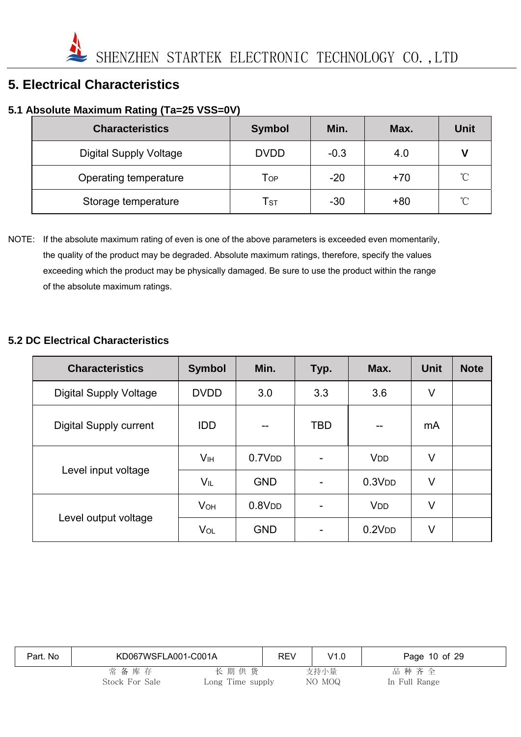# 5. Electrical Characteristics

## 5.1 Absolute Maximum Rating (Ta=25 VSS=0V)

| Characteristics | Symbol | Min. | Max. | Unit |
|---|---|---|---|---|
| Digital Supply Voltage | DVDD | -0.3 | 4.0 | **V** |
| Operating temperature | $T_{OP}$ | -20 | +70 | ℃ |
| Storage temperature | $T_{ST}$ | -30 | +80 | ℃ |

NOTE: If the absolute maximum rating of even is one of the above parameters is exceeded even momentarily, the quality of the product may be degraded. Absolute maximum ratings, therefore, specify the values exceeding which the product may be physically damaged. Be sure to use the product within the range of the absolute maximum ratings.

## 5.2 DC Electrical Characteristics

| Characteristics | Symbol | Min. | Typ. | Max. | Unit | Note |
|---|---|---|---|---|---|---|
| Digital Supply Voltage | DVDD | 3.0 | 3.3 | 3.6 | V | |
| Digital Supply current | IDD | -- | TBD | -- | mA | |
| Level input voltage | $V_{IH}$ | $0.7V_{DD}$ | - | $V_{DD}$ | V | |
| | $V_{IL}$ | GND | - | $0.3V_{DD}$ | V | |
| Level output voltage | $V_{OH}$ | $0.8V_{DD}$ | - | $V_{DD}$ | V | |
| | $V_{OL}$ | GND | - | $0.2V_{DD}$ | V | |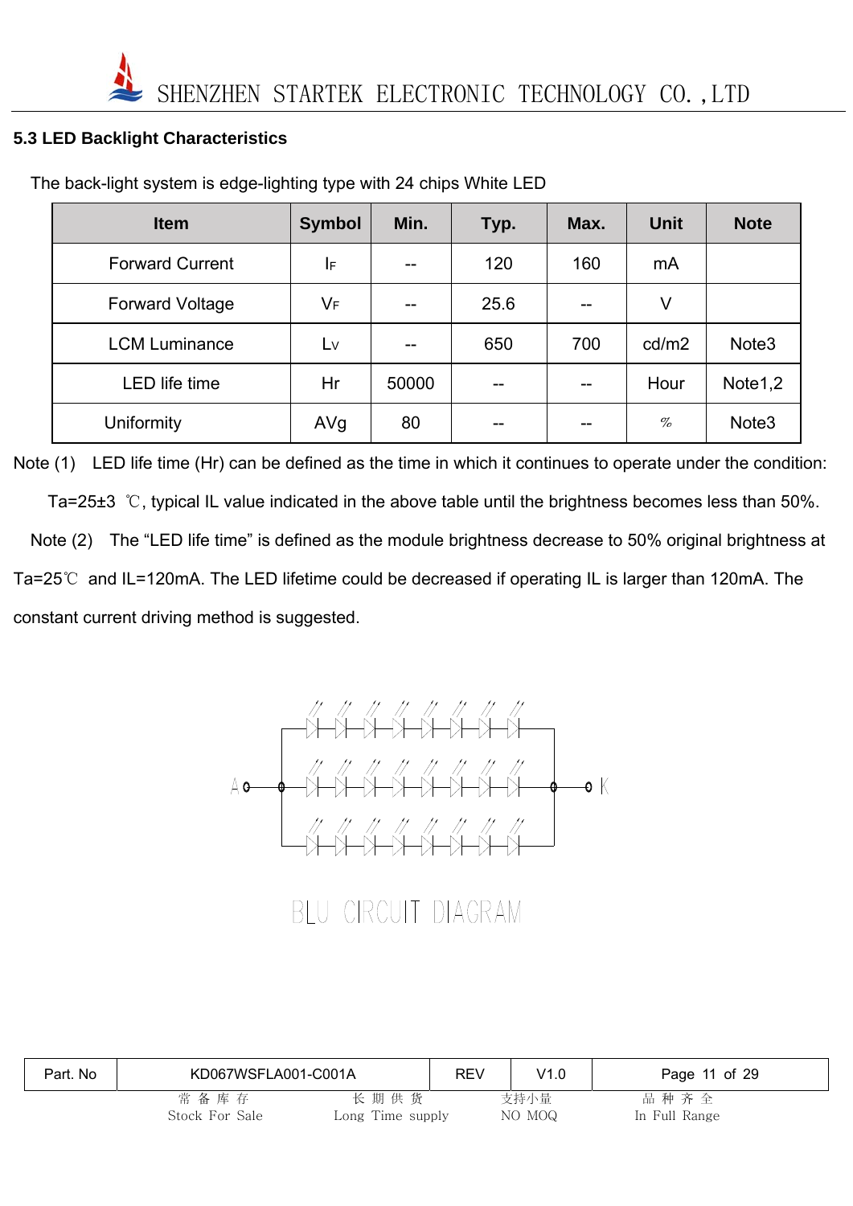## 5.3 LED Backlight Characteristics

The back-light system is edge-lighting type with 24 chips White LED

| Item | Symbol | Min. | Typ. | Max. | Unit | Note |
|---|---|---|---|---|---|---|
| Forward Current | $I_F$ | -- | 120 | 160 | mA | |
| Forward Voltage | $V_F$ | -- | 25.6 | -- | V | |
| LCM Luminance | $L_V$ | -- | 650 | 700 | cd/m2 | Note3 |
| LED life time | Hr | 50000 | -- | -- | Hour | Note1,2 |
| Uniformity | AVg | 80 | -- | -- | % | Note3 |

Note (1) LED life time (Hr) can be defined as the time in which it continues to operate under the condition: Ta=25±3 ℃, typical IL value indicated in the above table until the brightness becomes less than 50%.

Note (2) The "LED life time" is defined as the module brightness decrease to 50% original brightness at Ta=25℃ and IL=120mA. The LED lifetime could be decreased if operating IL is larger than 120mA. The constant current driving method is suggested.

A K

BLU CIRCUIT DIAGRAM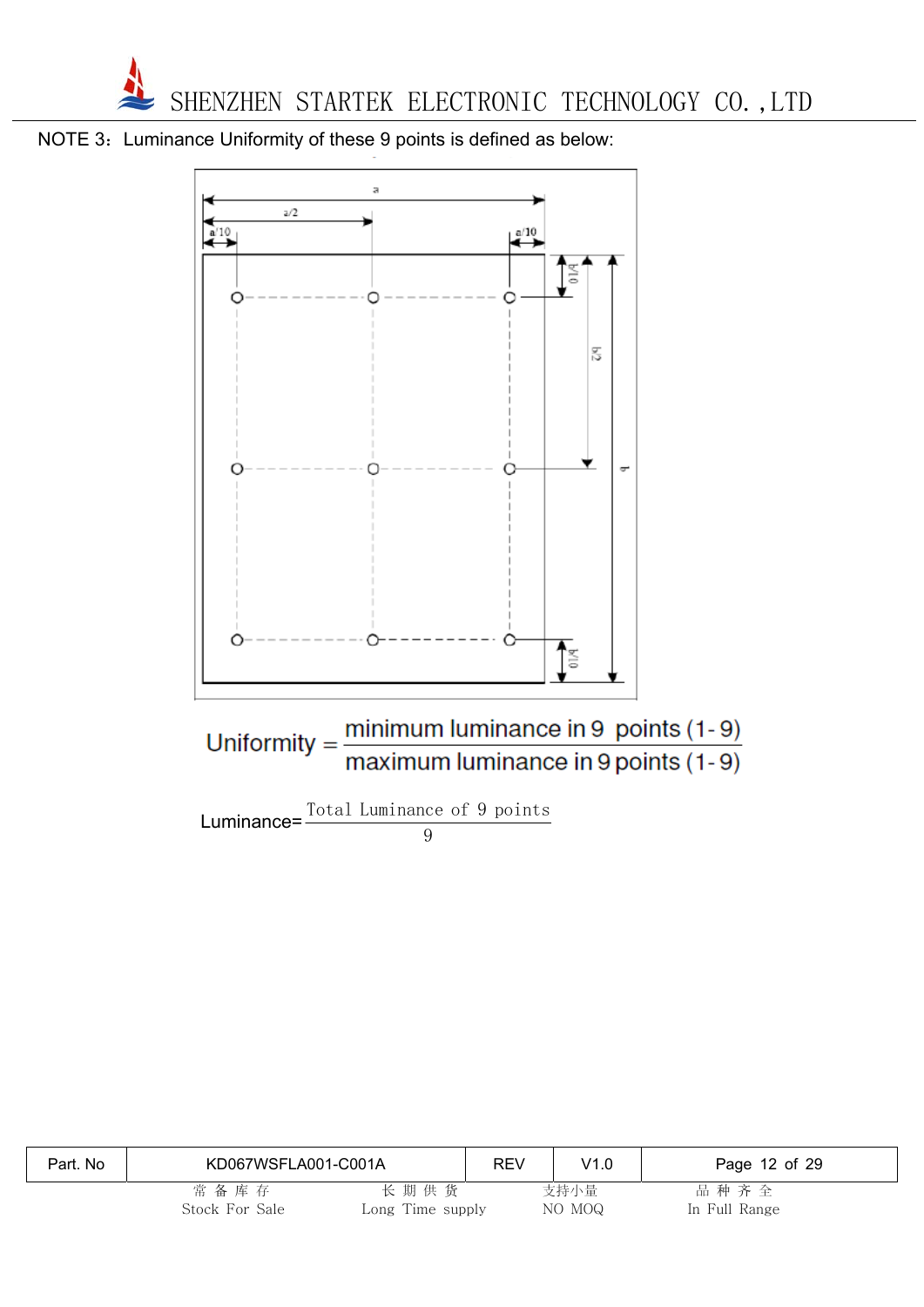NOTE 3：Luminance Uniformity of these 9 points is defined as below:

$$\text{Uniformity} = \frac{\text{minimum luminance in 9 points (1-9)}}{\text{maximum luminance in 9 points (1-9)}}$$

$$\text{Luminance} = \frac{\text{Total Luminance of 9 points}}{9}$$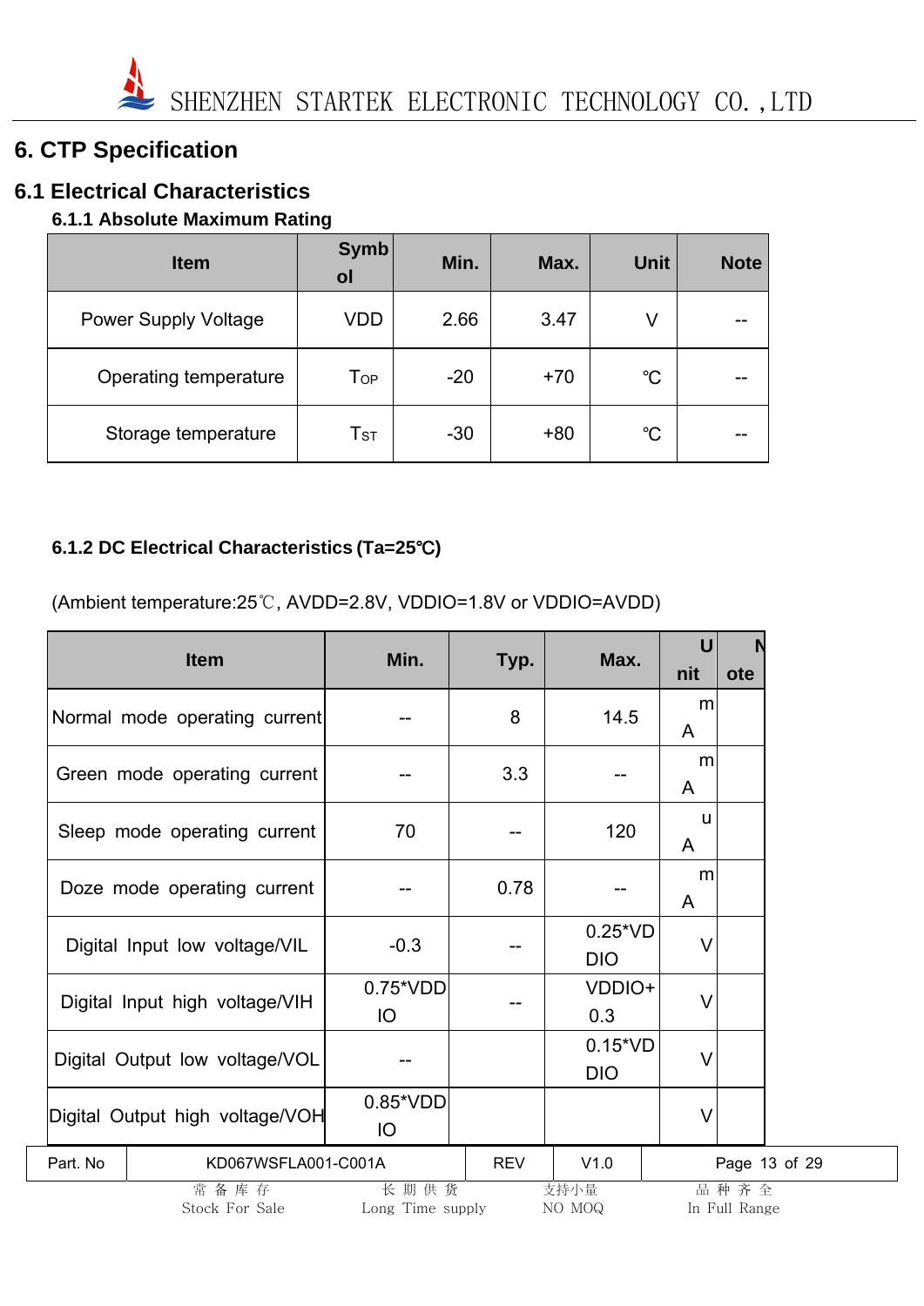# 6. CTP Specification

## 6.1 Electrical Characteristics

### 6.1.1 Absolute Maximum Rating

| Item | Symbol | Min. | Max. | Unit | Note |
|---|---|---|---|---|---|
| Power Supply Voltage | VDD | 2.66 | 3.47 | V | -- |
| Operating temperature | $T_{OP}$ | -20 | +70 | ℃ | -- |
| Storage temperature | $T_{ST}$ | -30 | +80 | ℃ | -- |

### 6.1.2 DC Electrical Characteristics (Ta=25℃)

(Ambient temperature:25℃, AVDD=2.8V, VDDIO=1.8V or VDDIO=AVDD)

| Item | Min. | Typ. | Max. | Unit | Note |
|---|---|---|---|---|---|
| Normal mode operating current | -- | 8 | 14.5 | mA | |
| Green mode operating current | -- | 3.3 | -- | mA | |
| Sleep mode operating current | 70 | -- | 120 | uA | |
| Doze mode operating current | -- | 0.78 | -- | mA | |
| Digital Input low voltage/VIL | -0.3 | -- | 0.25*VDDIO | V | |
| Digital Input high voltage/VIH | 0.75*VDDIO | -- | VDDIO+0.3 | V | |
| Digital Output low voltage/VOL | -- | | 0.15*VDDIO | V | |
| Digital Output high voltage/VOH | 0.85*VDDIO | | | V | |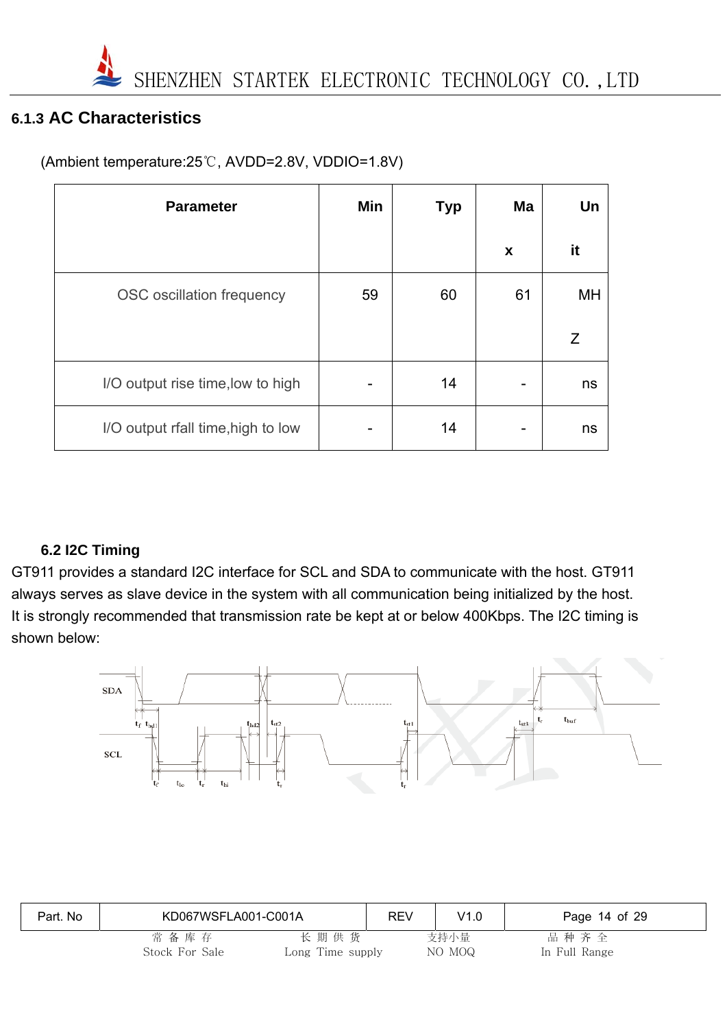### 6.1.3 AC Characteristics

(Ambient temperature:25℃, AVDD=2.8V, VDDIO=1.8V)

| Parameter | Min | Typ | Max | Unit |
|---|---|---|---|---|
| OSC oscillation frequency | 59 | 60 | 61 | MHZ |
| I/O output rise time,low to high | - | 14 | - | ns |
| I/O output rfall time,high to low | - | 14 | - | ns |

### 6.2 I2C Timing

GT911 provides a standard I2C interface for SCL and SDA to communicate with the host. GT911 always serves as slave device in the system with all communication being initialized by the host. It is strongly recommended that transmission rate be kept at or below 400Kbps. The I2C timing is shown below:

Footer:

常备库存 Stock For Sale | 长期供货 Long Time supply | 支持小量 NO MOQ | 品种齐全 In Full Range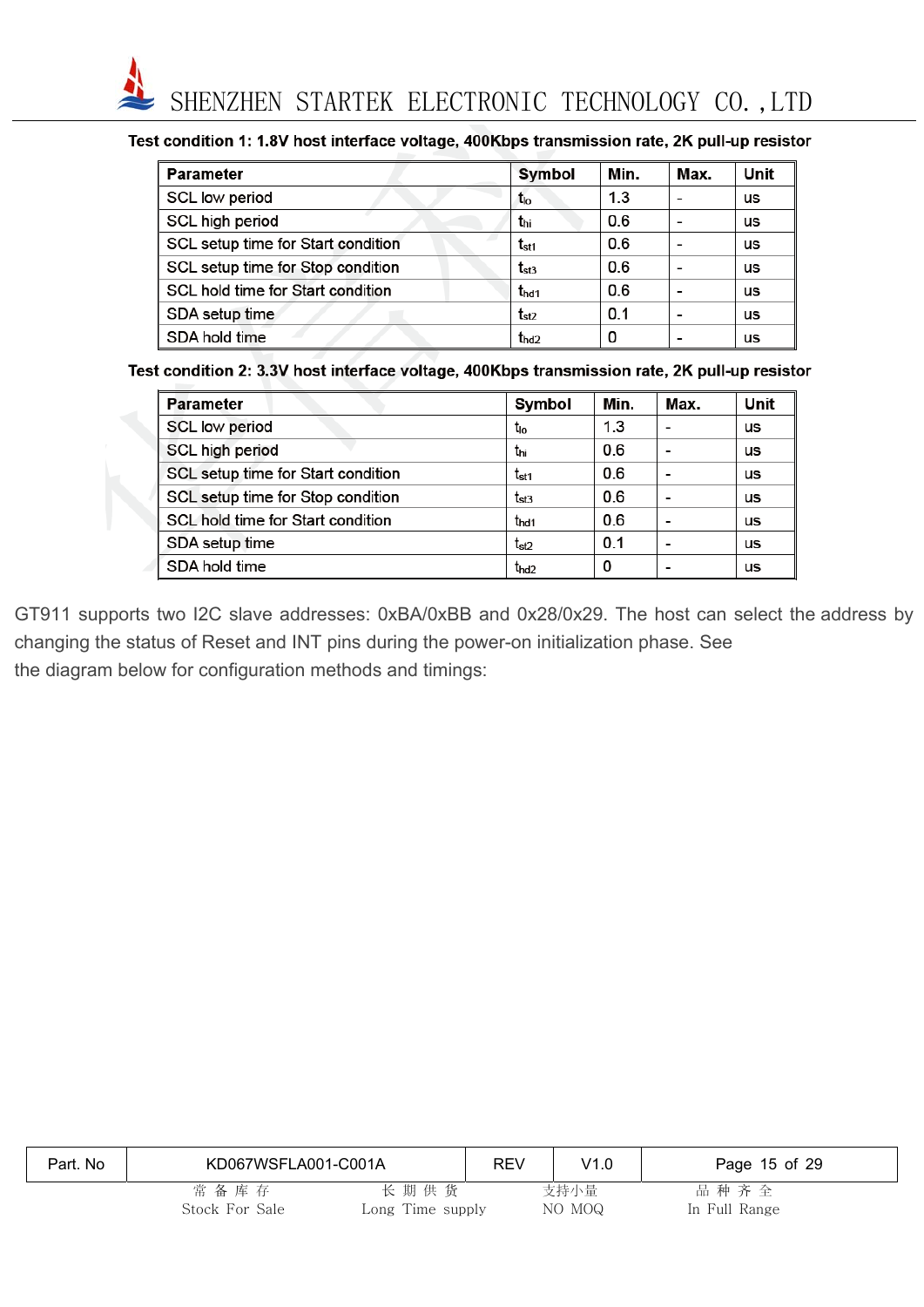**Test condition 1: 1.8V host interface voltage, 400Kbps transmission rate, 2K pull-up resistor**

| Parameter | Symbol | Min. | Max. | Unit |
|---|---|---|---|---|
| SCL low period | $t_{lo}$ | 1.3 | - | us |
| SCL high period | $t_{hi}$ | 0.6 | - | us |
| SCL setup time for Start condition | $t_{st1}$ | 0.6 | - | us |
| SCL setup time for Stop condition | $t_{st3}$ | 0.6 | - | us |
| SCL hold time for Start condition | $t_{hd1}$ | 0.6 | - | us |
| SDA setup time | $t_{st2}$ | 0.1 | - | us |
| SDA hold time | $t_{hd2}$ | 0 | - | us |

**Test condition 2: 3.3V host interface voltage, 400Kbps transmission rate, 2K pull-up resistor**

| Parameter | Symbol | Min. | Max. | Unit |
|---|---|---|---|---|
| SCL low period | $t_{lo}$ | 1.3 | - | us |
| SCL high period | $t_{hi}$ | 0.6 | - | us |
| SCL setup time for Start condition | $t_{st1}$ | 0.6 | - | us |
| SCL setup time for Stop condition | $t_{st3}$ | 0.6 | - | us |
| SCL hold time for Start condition | $t_{hd1}$ | 0.6 | - | us |
| SDA setup time | $t_{st2}$ | 0.1 | - | us |
| SDA hold time | $t_{hd2}$ | 0 | - | us |

GT911 supports two I2C slave addresses: 0xBA/0xBB and 0x28/0x29. The host can select the address by changing the status of Reset and INT pins during the power-on initialization phase. See the diagram below for configuration methods and timings: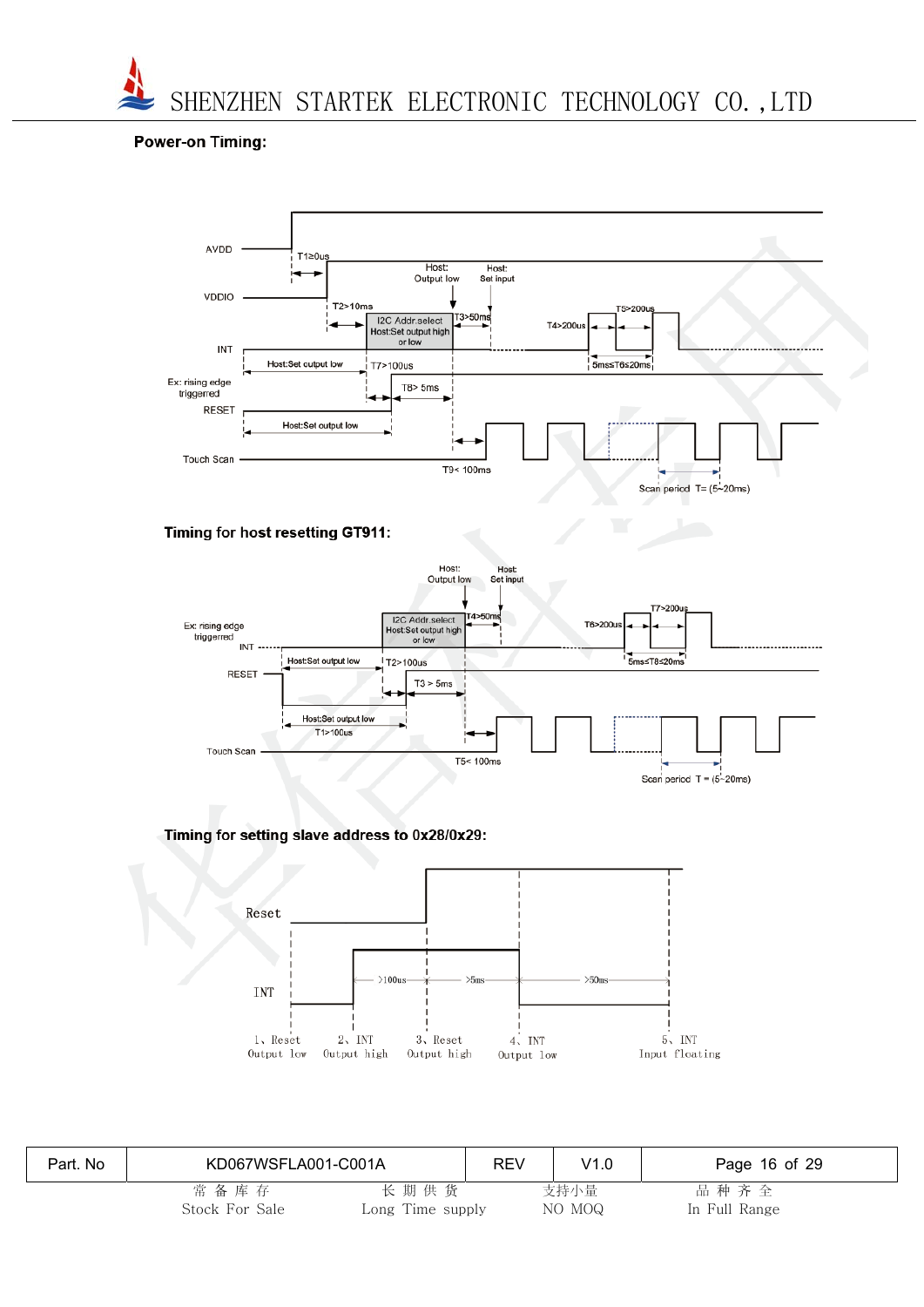**Power-on Timing:**

AVDD

T1≥0us

VDDIO

Host: Output low

Host: Set input

T2>10ms

I2C Addr.select Host:Set output high or low

T3>50ms

T4>200us

T5>200us

INT

Host:Set output low

T7>100us

5ms≤T6≤20ms

Ex: rising edge triggerred

RESET

T8> 5ms

Host:Set output low

Touch Scan

T9< 100ms

Scan period T= (5~20ms)

**Timing for host resetting GT911:**

Host: Output low

Host: Set input

Ex: rising edge triggered

INT

I2C Addr.select Host:Set output high or low

T4>50ms

T6>200us

T7>200us

Host:Set output low

T2>100us

5ms≤T8≤20ms

RESET

T3 > 5ms

Host:Set output low

T1>100us

Touch Scan

T5< 100ms

Scan period T = (5~20ms)

**Timing for setting slave address to 0x28/0x29:**

Reset

INT

>100us

>5ms

>50ms

1、Reset Output low

2、INT Output high

3、Reset Output high

4、INT Output low

5、INT Input floating

| Part. No | KD067WSFLA001-C001A | REV | V1.0 |
|---|---|---|---|

常备库存 Stock For Sale　长期供货 Long Time supply　支持小量 NO MOQ　品种齐全 In Full Range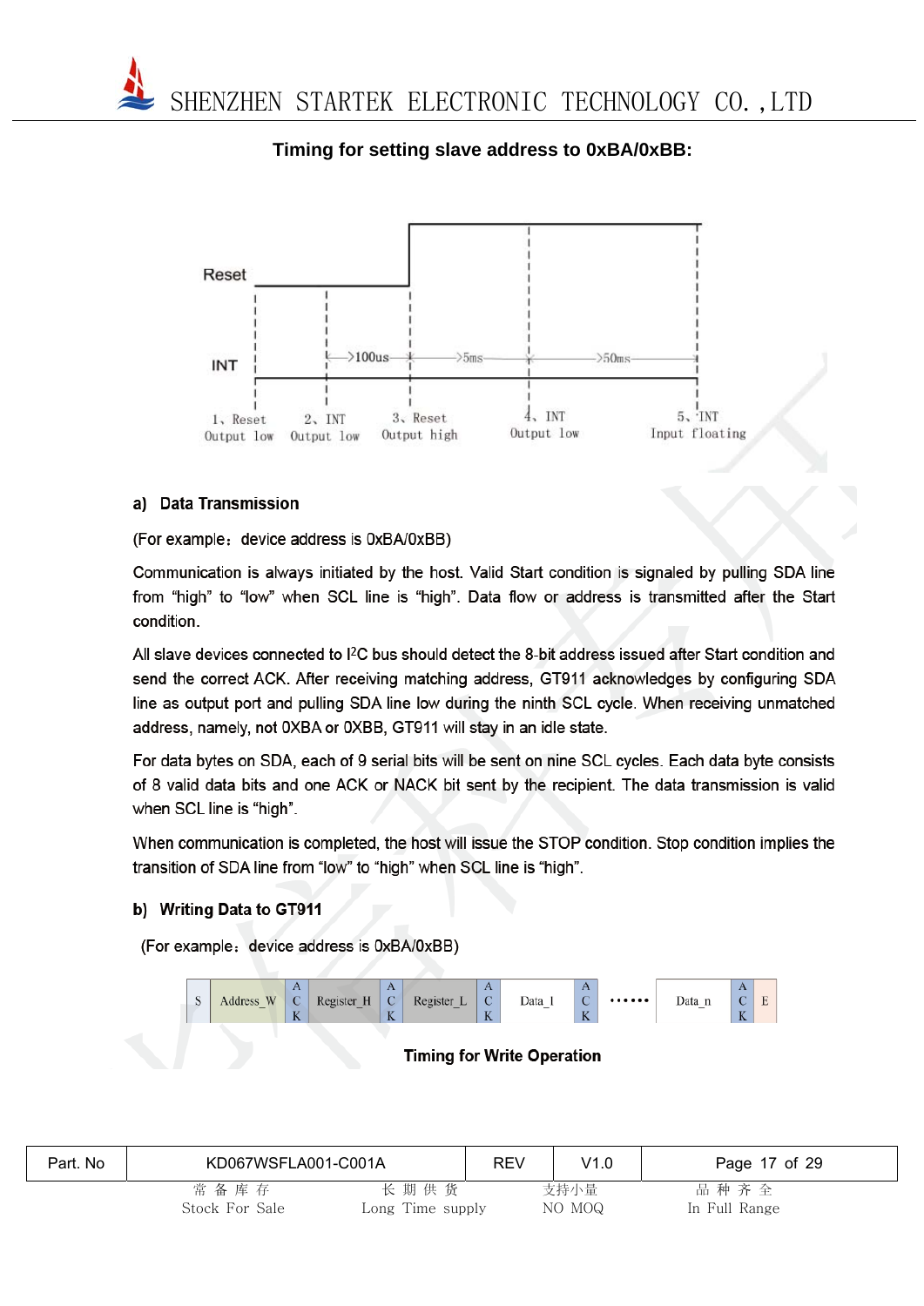**Timing for setting slave address to 0xBA/0xBB:**

Reset

INT

>100us  >5ms  >50ms

1、Reset Output low   2、INT Output low   3、Reset Output high   4、INT Output low   5、INT Input floating

a) **Data Transmission**

(For example：device address is 0xBA/0xBB)

Communication is always initiated by the host. Valid Start condition is signaled by pulling SDA line from "high" to "low" when SCL line is "high". Data flow or address is transmitted after the Start condition.

All slave devices connected to I2C bus should detect the 8-bit address issued after Start condition and send the correct ACK. After receiving matching address, GT911 acknowledges by configuring SDA line as output port and pulling SDA line low during the ninth SCL cycle. When receiving unmatched address, namely, not 0XBA or 0XBB, GT911 will stay in an idle state.

For data bytes on SDA, each of 9 serial bits will be sent on nine SCL cycles. Each data byte consists of 8 valid data bits and one ACK or NACK bit sent by the recipient. The data transmission is valid when SCL line is "high".

When communication is completed, the host will issue the STOP condition. Stop condition implies the transition of SDA line from "low" to "high" when SCL line is "high".

b) **Writing Data to GT911**

(For example：device address is 0xBA/0xBB)

| S | Address_W | ACK | Register_H | ACK | Register_L | ACK | Data_1 | ACK | …… | Data_n | ACK | E |
|---|---|---|---|---|---|---|---|---|---|---|---|---|

**Timing for Write Operation**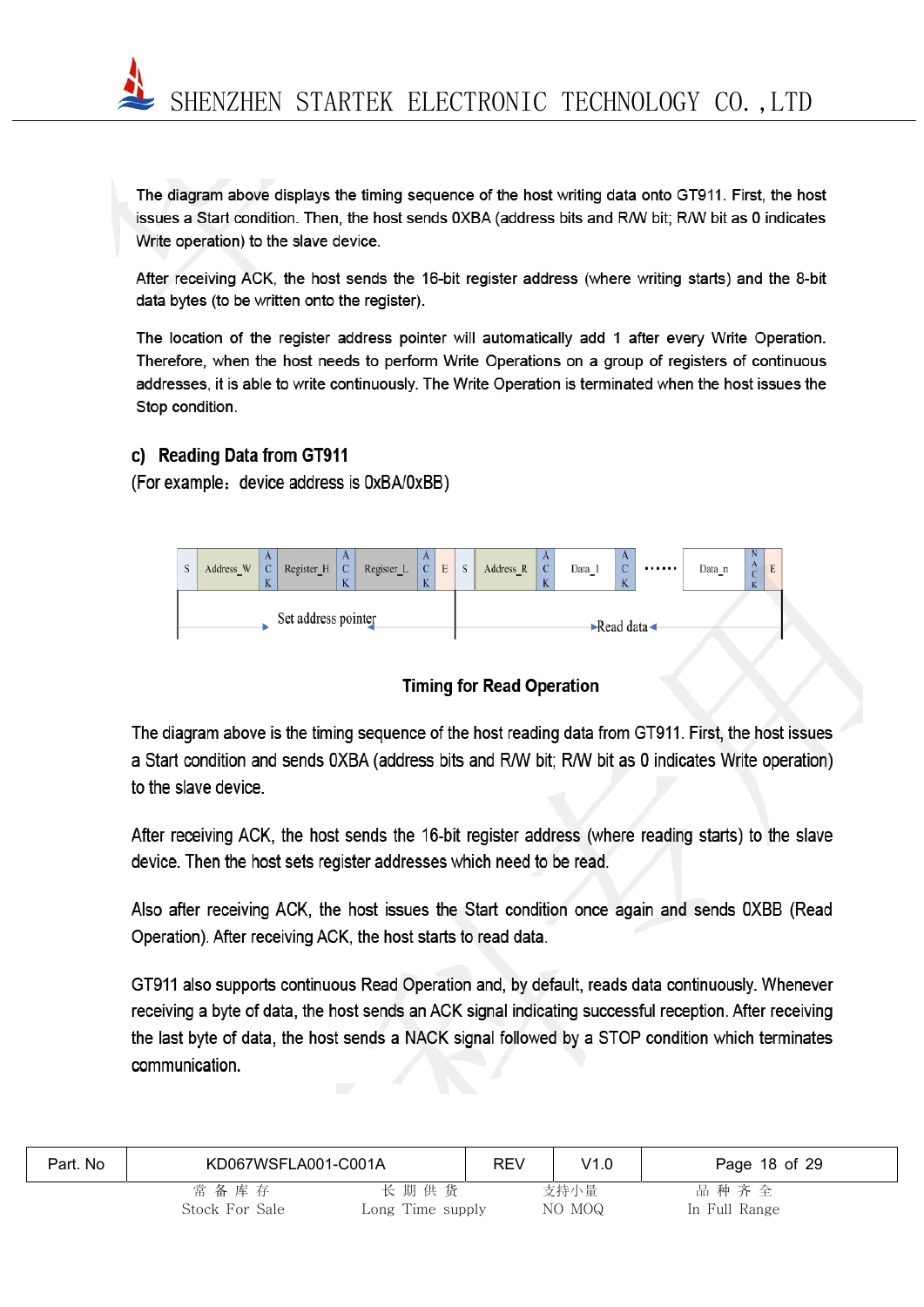The diagram above displays the timing sequence of the host writing data onto GT911. First, the host issues a Start condition. Then, the host sends 0XBA (address bits and R/W bit; R/W bit as 0 indicates Write operation) to the slave device.

After receiving ACK, the host sends the 16-bit register address (where writing starts) and the 8-bit data bytes (to be written onto the register).

The location of the register address pointer will automatically add 1 after every Write Operation. Therefore, when the host needs to perform Write Operations on a group of registers of continuous addresses, it is able to write continuously. The Write Operation is terminated when the host issues the Stop condition.

### c) Reading Data from GT911

(For example：device address is 0xBA/0xBB)

| S | Address_W | ACK | Register_H | ACK | Register_L | ACK | E | S | Address_R | ACK | Data_1 | ACK | ······ | Data_n | NACK | E |
|---|---|---|---|---|---|---|---|---|---|---|---|---|---|---|---|---|

Set address pointer — Read data

**Timing for Read Operation**

The diagram above is the timing sequence of the host reading data from GT911. First, the host issues a Start condition and sends 0XBA (address bits and R/W bit; R/W bit as 0 indicates Write operation) to the slave device.

After receiving ACK, the host sends the 16-bit register address (where reading starts) to the slave device. Then the host sets register addresses which need to be read.

Also after receiving ACK, the host issues the Start condition once again and sends 0XBB (Read Operation). After receiving ACK, the host starts to read data.

GT911 also supports continuous Read Operation and, by default, reads data continuously. Whenever receiving a byte of data, the host sends an ACK signal indicating successful reception. After receiving the last byte of data, the host sends a NACK signal followed by a STOP condition which terminates communication.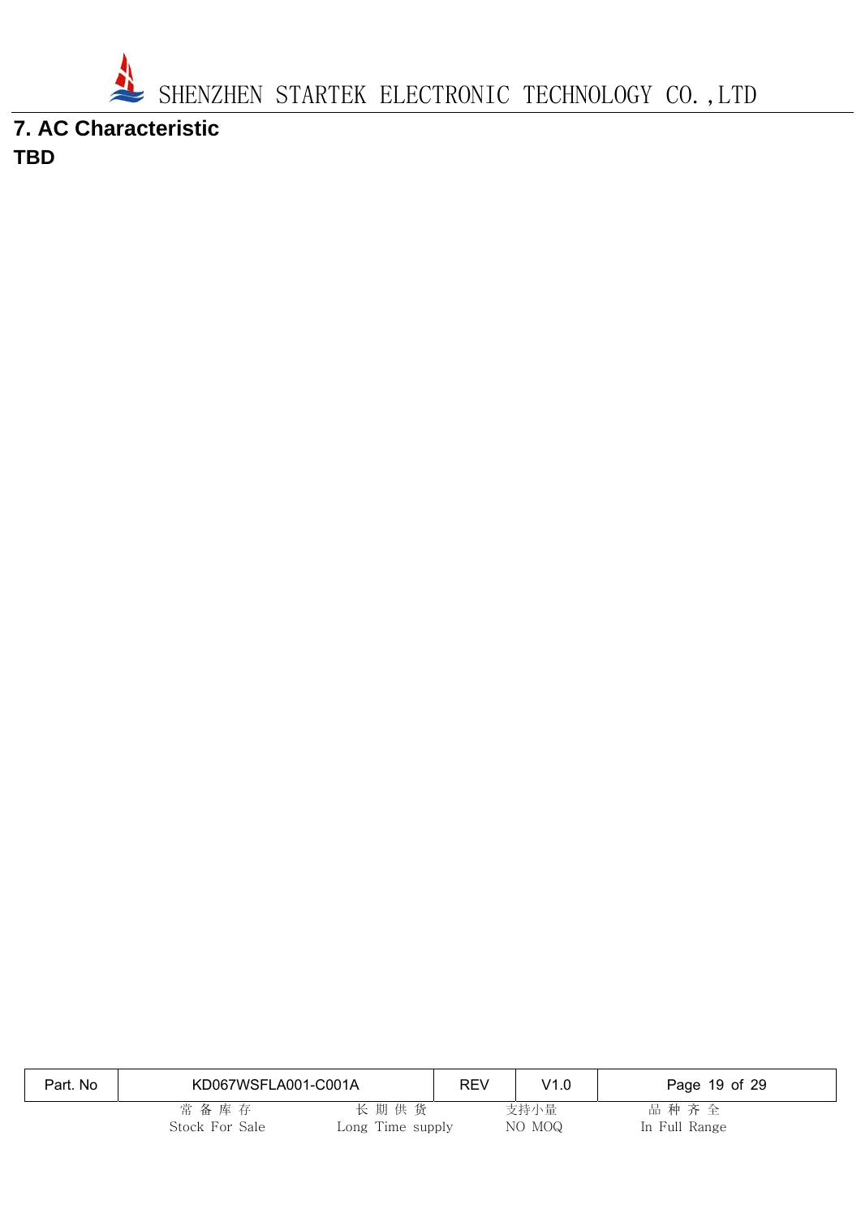## 7. AC Characteristic

**TBD**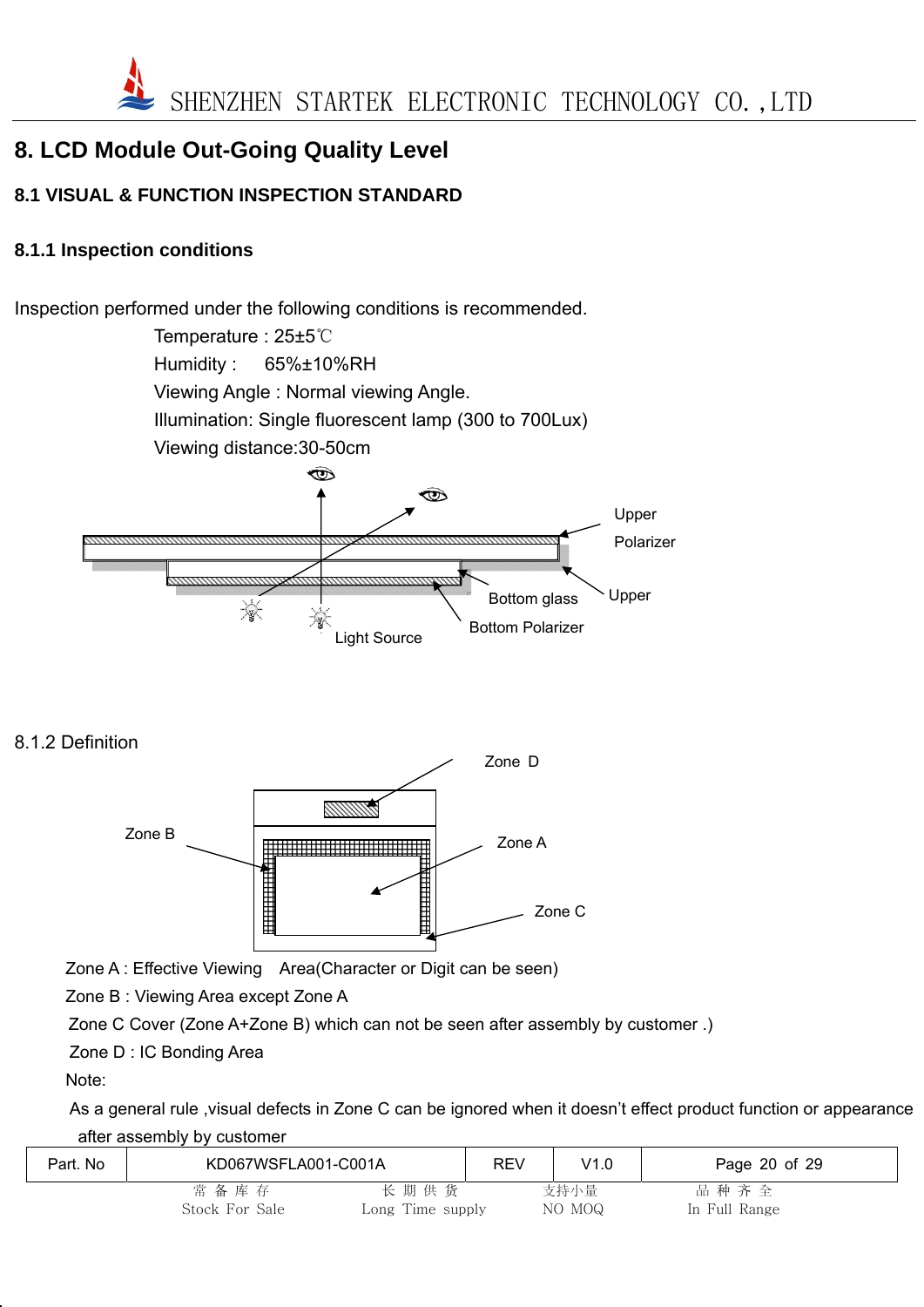# 8. LCD Module Out-Going Quality Level

## 8.1 VISUAL & FUNCTION INSPECTION STANDARD

### 8.1.1 Inspection conditions

Inspection performed under the following conditions is recommended.

Temperature : 25±5℃

Humidity : 65%±10%RH

Viewing Angle : Normal viewing Angle.

Illumination: Single fluorescent lamp (300 to 700Lux)

Viewing distance:30-50cm

Upper Polarizer

Upper

Bottom glass

Bottom Polarizer

Light Source

### 8.1.2 Definition

Zone D

Zone B

Zone A

Zone C

Zone A : Effective Viewing Area(Character or Digit can be seen)

Zone B : Viewing Area except Zone A

Zone C Cover (Zone A+Zone B) which can not be seen after assembly by customer .)

Zone D : IC Bonding Area

Note:

As a general rule ,visual defects in Zone C can be ignored when it doesn't effect product function or appearance after assembly by customer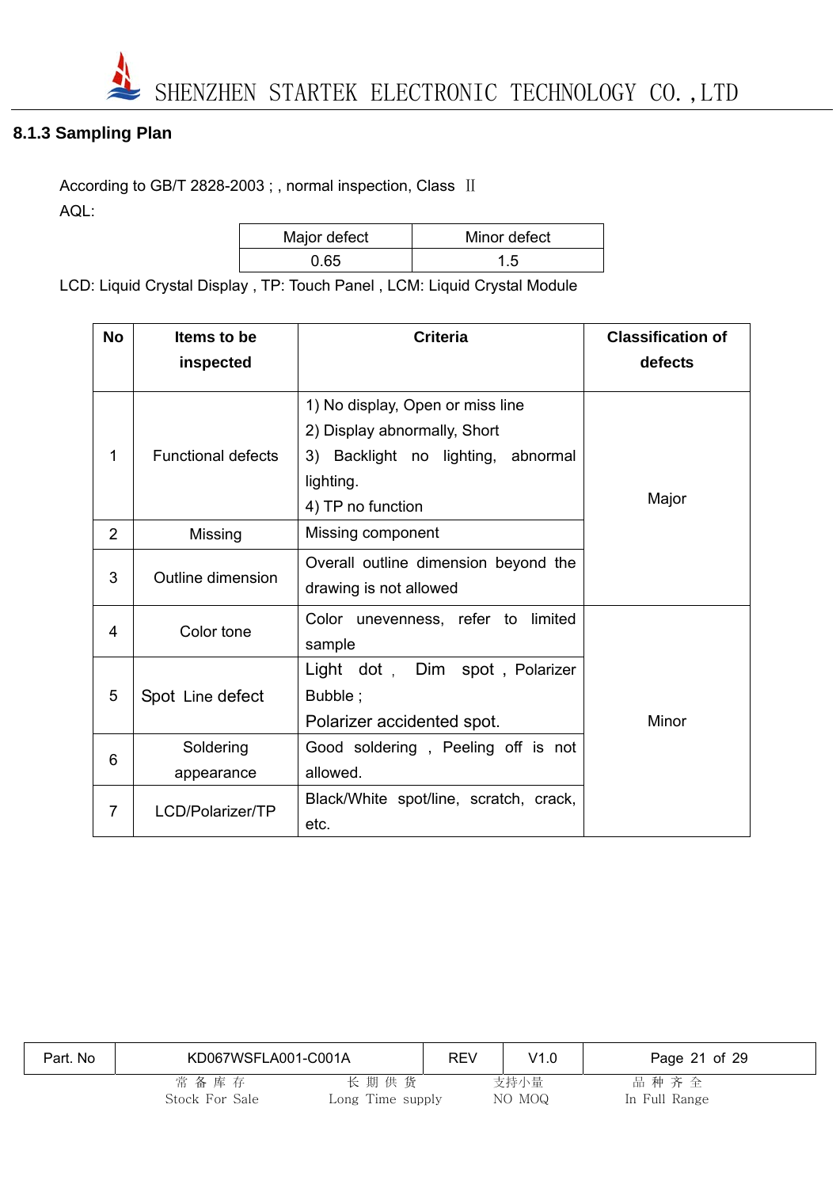### 8.1.3 Sampling Plan

According to GB/T 2828-2003 ; , normal inspection, Class Ⅱ

AQL:

| Major defect | Minor defect |
|---|---|
| 0.65 | 1.5 |

LCD: Liquid Crystal Display , TP: Touch Panel , LCM: Liquid Crystal Module

| No | Items to be inspected | Criteria | Classification of defects |
|---|---|---|---|
| 1 | Functional defects | 1) No display, Open or miss line<br>2) Display abnormally, Short<br>3) Backlight no lighting, abnormal lighting.<br>4) TP no function | Major |
| 2 | Missing | Missing component | Major |
| 3 | Outline dimension | Overall outline dimension beyond the drawing is not allowed | Major |
| 4 | Color tone | Color unevenness, refer to limited sample | Minor |
| 5 | Spot Line defect | Light dot , Dim spot , Polarizer Bubble ;<br>Polarizer accidented spot. | Minor |
| 6 | Soldering appearance | Good soldering , Peeling off is not allowed. | Minor |
| 7 | LCD/Polarizer/TP | Black/White spot/line, scratch, crack, etc. | Minor |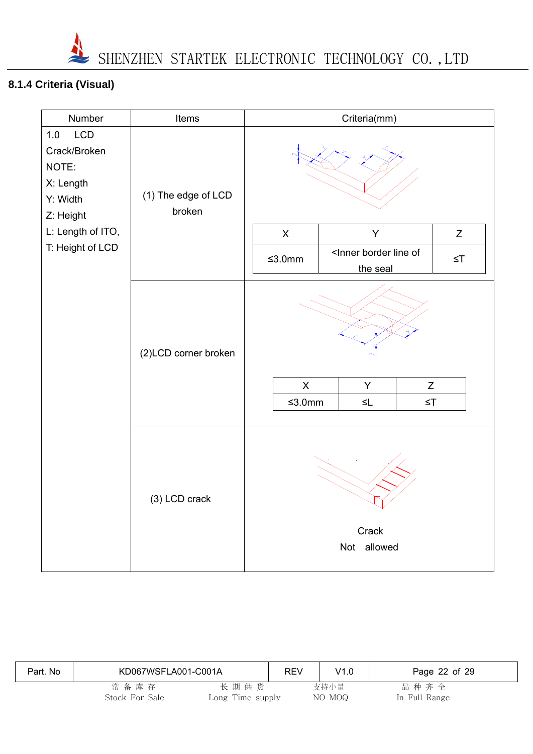### 8.1.4 Criteria (Visual)

| Number | Items | Criteria(mm) |
|---|---|---|
| 1.0 LCD Crack/Broken<br>NOTE:<br>X: Length<br>Y: Width<br>Z: Height<br>L: Length of ITO,<br>T: Height of LCD | (1) The edge of LCD broken | X: ≤3.0mm; Y: <Inner border line of the seal; Z: ≤T |
| | (2)LCD corner broken | X: ≤3.0mm; Y: ≤L; Z: ≤T |
| | (3) LCD crack | Crack Not allowed |

**(1) The edge of LCD broken**

| X | Y | Z |
|---|---|---|
| ≤3.0mm | <Inner border line of the seal | ≤T |

**(2) LCD corner broken**

| X | Y | Z |
|---|---|---|
| ≤3.0mm | ≤L | ≤T |

**(3) LCD crack**

Crack
Not allowed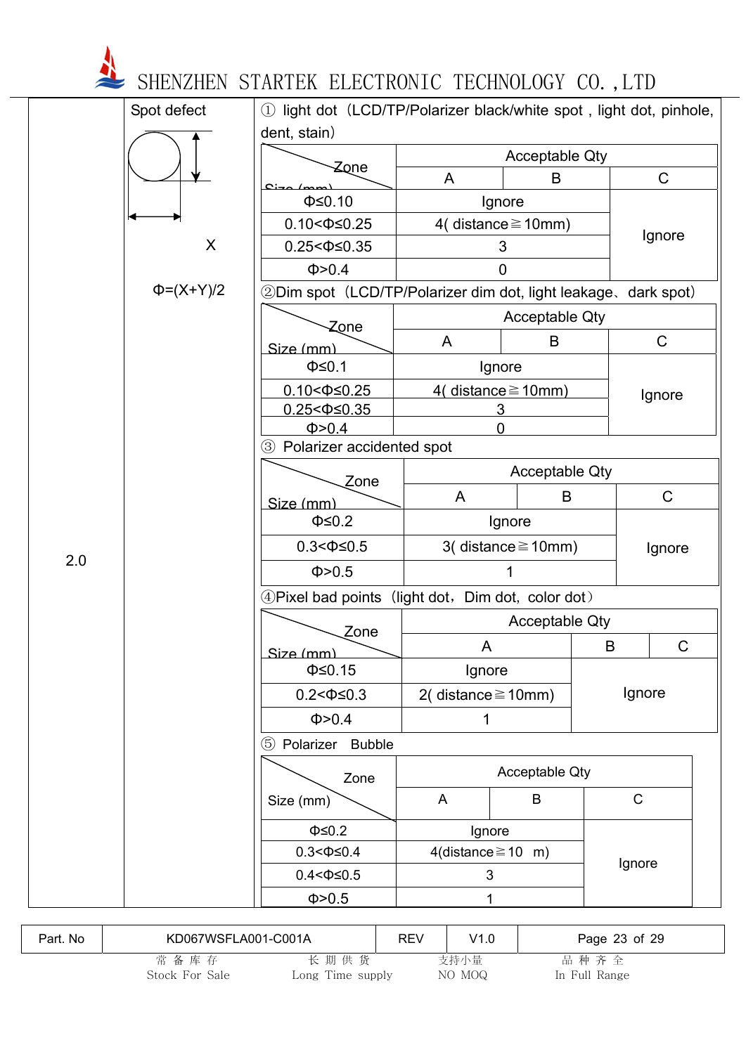| | | |
|---|---|---|
| 2.0 | Spot defect<br><br>X<br><br>Φ=(X+Y)/2 | ① light dot（LCD/TP/Polarizer black/white spot , light dot, pinhole, dent, stain） |

| Size (mm) \ Zone | Acceptable Qty | | |
|---|---|---|---|
| | A | B | C |
| Φ≤0.10 | Ignore | | Ignore |
| 0.10<Φ≤0.25 | 4( distance≧10mm) | | |
| 0.25<Φ≤0.35 | 3 | | |
| Φ>0.4 | 0 | | |

②Dim spot（LCD/TP/Polarizer dim dot, light leakage、dark spot）

| Size (mm) \ Zone | Acceptable Qty | | |
|---|---|---|---|
| | A | B | C |
| Φ≤0.1 | Ignore | | Ignore |
| 0.10<Φ≤0.25 | 4( distance≧10mm) | | |
| 0.25<Φ≤0.35 | 3 | | |
| Φ>0.4 | 0 | | |

③ Polarizer accidented spot

| Size (mm) \ Zone | Acceptable Qty | | |
|---|---|---|---|
| | A | B | C |
| Φ≤0.2 | Ignore | | Ignore |
| 0.3<Φ≤0.5 | 3( distance≧10mm) | | |
| Φ>0.5 | 1 | | |

④Pixel bad points（light dot，Dim dot, color dot）

| Size (mm) \ Zone | Acceptable Qty | | |
|---|---|---|---|
| | A | B | C |
| Φ≤0.15 | Ignore | Ignore | |
| 0.2<Φ≤0.3 | 2( distance≧10mm) | | |
| Φ>0.4 | 1 | | |

⑤ Polarizer Bubble

| Size (mm) \ Zone | Acceptable Qty | | |
|---|---|---|---|
| | A | B | C |
| Φ≤0.2 | Ignore | | Ignore |
| 0.3<Φ≤0.4 | 4(distance≧10 m) | | |
| 0.4<Φ≤0.5 | 3 | | |
| Φ>0.5 | 1 | | |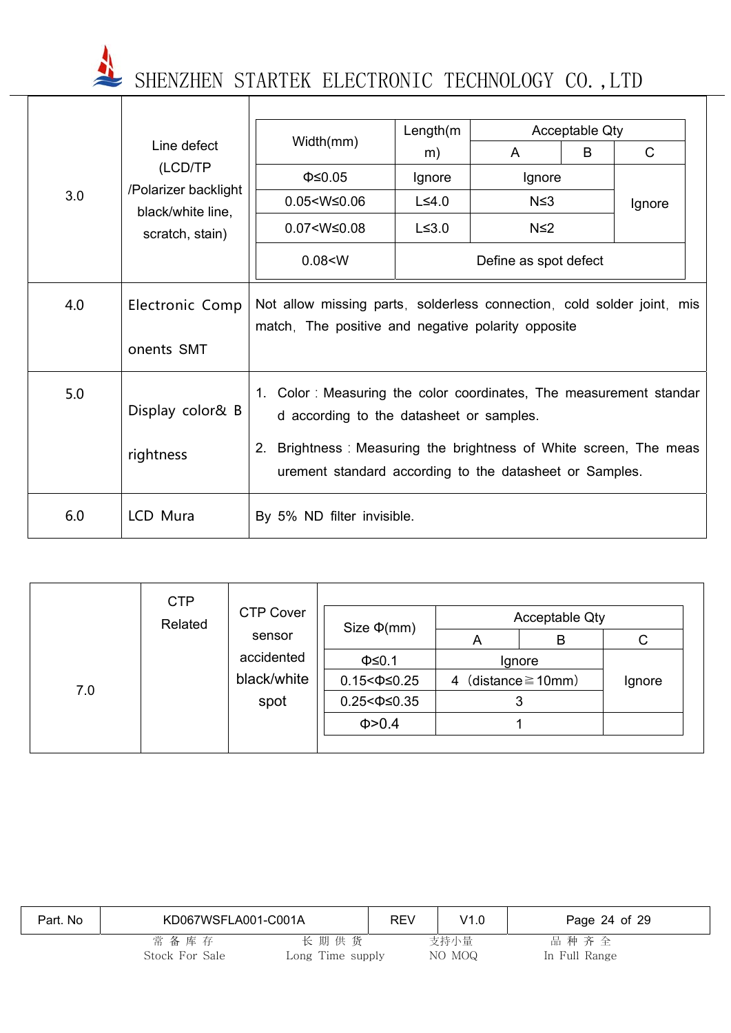| 3.0 | Line defect (LCD/TP /Polarizer backlight black/white line, scratch, stain) | | | | | |
|---|---|---|---|---|---|---|
| | | **Width(mm)** | **Length(mm)** | **Acceptable Qty A** | **B** | **C** |
| | | Φ≤0.05 | Ignore | Ignore | | Ignore |
| | | 0.05<W≤0.06 | L≤4.0 | N≤3 | | |
| | | 0.07<W≤0.08 | L≤3.0 | N≤2 | | |
| | | 0.08<W | Define as spot defect | | | |
| 4.0 | Electronic Components SMT | Not allow missing parts, solderless connection, cold solder joint, mismatch, The positive and negative polarity opposite | | | | |
| 5.0 | Display color& Brightness | 1. Color：Measuring the color coordinates, The measurement standard according to the datasheet or samples.<br>2. Brightness：Measuring the brightness of White screen, The measurement standard according to the datasheet or Samples. | | | | |
| 6.0 | LCD Mura | By 5% ND filter invisible. | | | | |

| 7.0 | CTP Related | CTP Cover sensor accidented black/white spot | | | | |
|---|---|---|---|---|---|---|
| | | | **Size Φ(mm)** | **Acceptable Qty A** | **B** | **C** |
| | | | Φ≤0.1 | Ignore | | Ignore |
| | | | 0.15<Φ≤0.25 | 4（distance≧10mm） | | |
| | | | 0.25<Φ≤0.35 | 3 | | |
| | | | Φ>0.4 | 1 | | |

| Part. No | KD067WSFLA001-C001A | REV | V1.0 |
|---|---|---|---|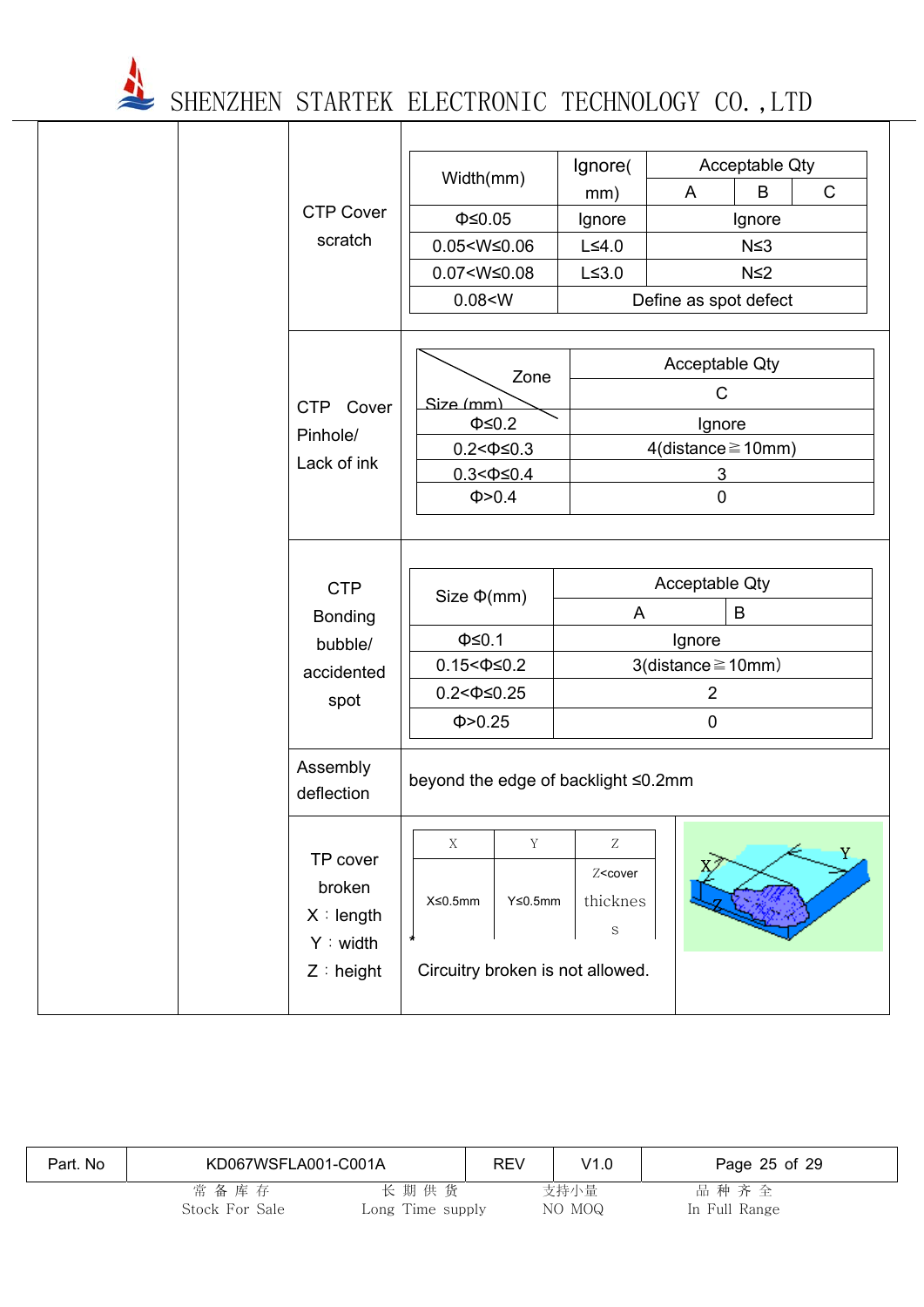| | | | |
|---|---|---|---|
| | | CTP Cover scratch | <table><tr><td>Width(mm)</td><td>Ignore(mm)</td><td colspan="3">Acceptable Qty</td></tr><tr><td></td><td></td><td>A</td><td>B</td><td>C</td></tr><tr><td>Φ≤0.05</td><td>Ignore</td><td colspan="3">Ignore</td></tr><tr><td>0.05<W≤0.06</td><td>L≤4.0</td><td colspan="3">N≤3</td></tr><tr><td>0.07<W≤0.08</td><td>L≤3.0</td><td colspan="3">N≤2</td></tr><tr><td>0.08<W</td><td colspan="4">Define as spot defect</td></tr></table> |
| | | CTP Cover Pinhole/ Lack of ink | <table><tr><td>Zone / Size (mm)</td><td>Acceptable Qty</td></tr><tr><td></td><td>C</td></tr><tr><td>Φ≤0.2</td><td>Ignore</td></tr><tr><td>0.2<Φ≤0.3</td><td>4(distance≧10mm)</td></tr><tr><td>0.3<Φ≤0.4</td><td>3</td></tr><tr><td>Φ>0.4</td><td>0</td></tr></table> |
| | | CTP Bonding bubble/ accidented spot | <table><tr><td>Size Φ(mm)</td><td colspan="2">Acceptable Qty</td></tr><tr><td></td><td>A</td><td>B</td></tr><tr><td>Φ≤0.1</td><td colspan="2">Ignore</td></tr><tr><td>0.15<Φ≤0.2</td><td colspan="2">3(distance≧10mm)</td></tr><tr><td>0.2<Φ≤0.25</td><td colspan="2">2</td></tr><tr><td>Φ>0.25</td><td colspan="2">0</td></tr></table> |
| | | Assembly deflection | beyond the edge of backlight ≤0.2mm |
| | | TP cover broken<br>X：length<br>Y：width<br>Z：height | <table><tr><td>X</td><td>Y</td><td>Z</td></tr><tr><td>X≤0.5mm</td><td>Y≤0.5mm</td><td>Z<cover thickness</td></tr></table>*<br>Circuitry broken is not allowed. |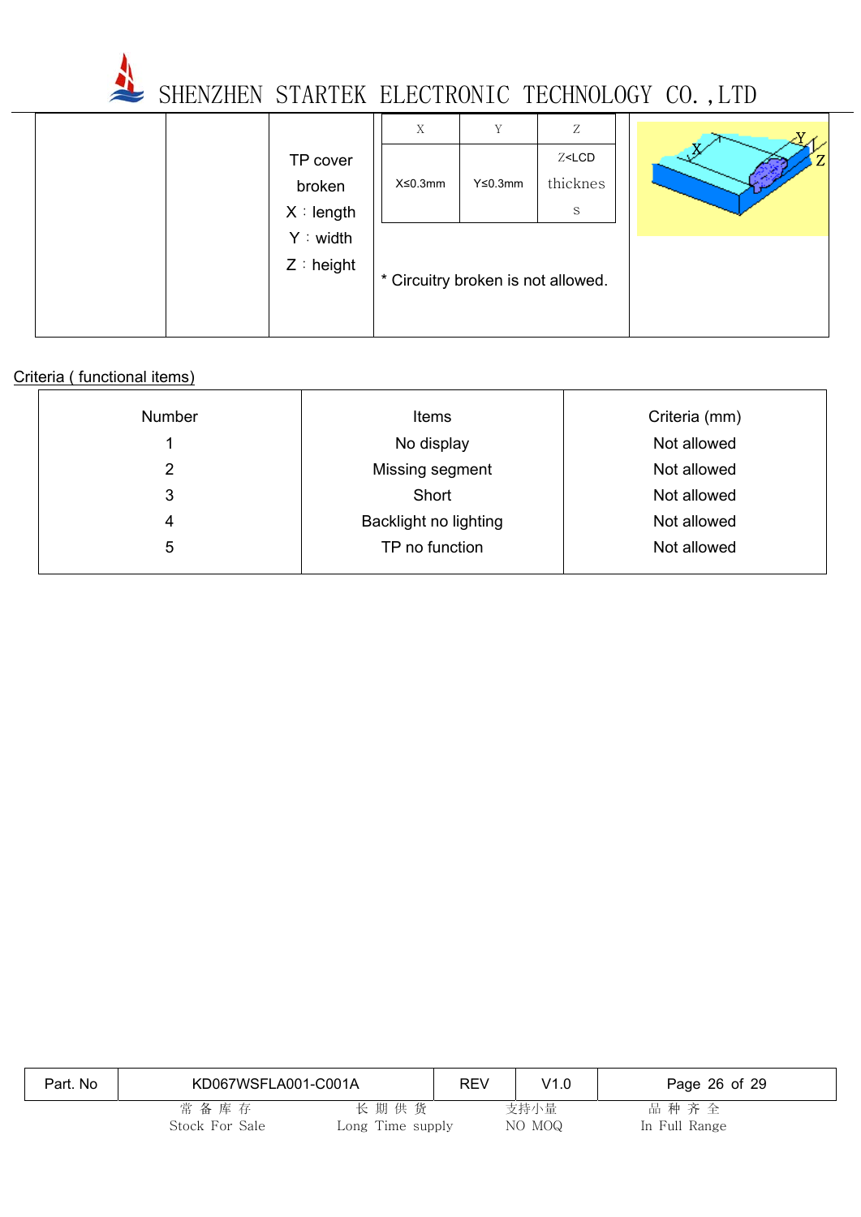| | | | | |
|---|---|---|---|---|
| | | TP cover broken<br>X：length<br>Y：width<br>Z：height | X: X≤0.3mm; Y: Y≤0.3mm; Z: Z<LCD thickness<br><br>* Circuitry broken is not allowed. | |

Criteria ( functional items)

| Number | Items | Criteria (mm) |
|---|---|---|
| 1 | No display | Not allowed |
| 2 | Missing segment | Not allowed |
| 3 | Short | Not allowed |
| 4 | Backlight no lighting | Not allowed |
| 5 | TP no function | Not allowed |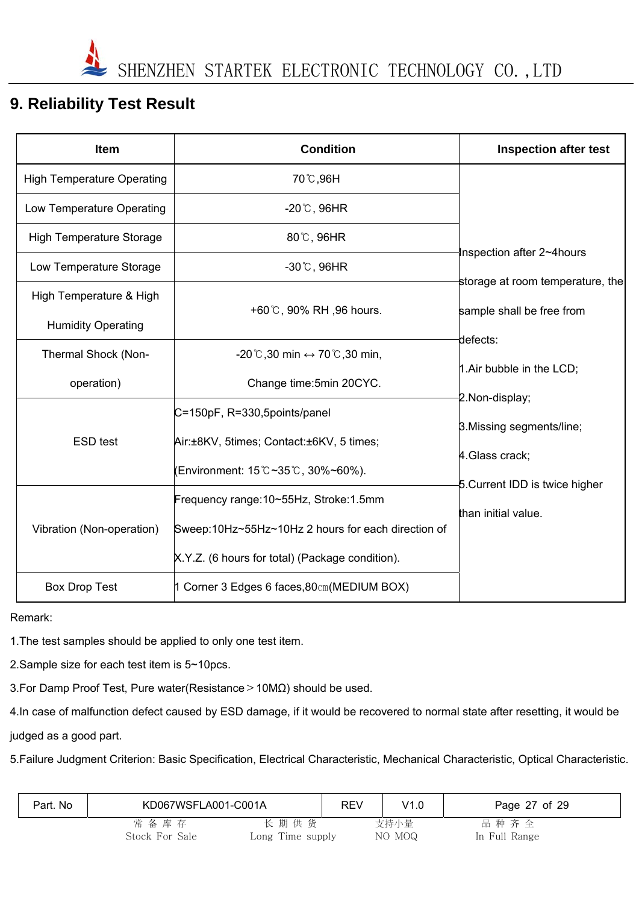# 9. Reliability Test Result

| Item | Condition | Inspection after test |
|---|---|---|
| High Temperature Operating | 70℃,96H | Inspection after 2~4hours storage at room temperature, the sample shall be free from defects:<br>1.Air bubble in the LCD;<br>2.Non-display;<br>3.Missing segments/line;<br>4.Glass crack;<br>5.Current IDD is twice higher than initial value. |
| Low Temperature Operating | -20℃, 96HR | |
| High Temperature Storage | 80℃, 96HR | |
| Low Temperature Storage | -30℃, 96HR | |
| High Temperature & High Humidity Operating | +60℃, 90% RH ,96 hours. | |
| Thermal Shock (Non-operation) | -20℃,30 min ↔ 70℃,30 min,<br>Change time:5min 20CYC. | |
| ESD test | C=150pF, R=330,5points/panel<br>Air:±8KV, 5times; Contact:±6KV, 5 times;<br>(Environment: 15℃~35℃, 30%~60%). | |
| Vibration (Non-operation) | Frequency range:10~55Hz, Stroke:1.5mm<br>Sweep:10Hz~55Hz~10Hz 2 hours for each direction of X.Y.Z. (6 hours for total) (Package condition). | |
| Box Drop Test | 1 Corner 3 Edges 6 faces,80㎝(MEDIUM BOX) | |

Remark:

1.The test samples should be applied to only one test item.

2.Sample size for each test item is 5~10pcs.

3.For Damp Proof Test, Pure water(Resistance＞10MΩ) should be used.

4.In case of malfunction defect caused by ESD damage, if it would be recovered to normal state after resetting, it would be judged as a good part.

5.Failure Judgment Criterion: Basic Specification, Electrical Characteristic, Mechanical Characteristic, Optical Characteristic.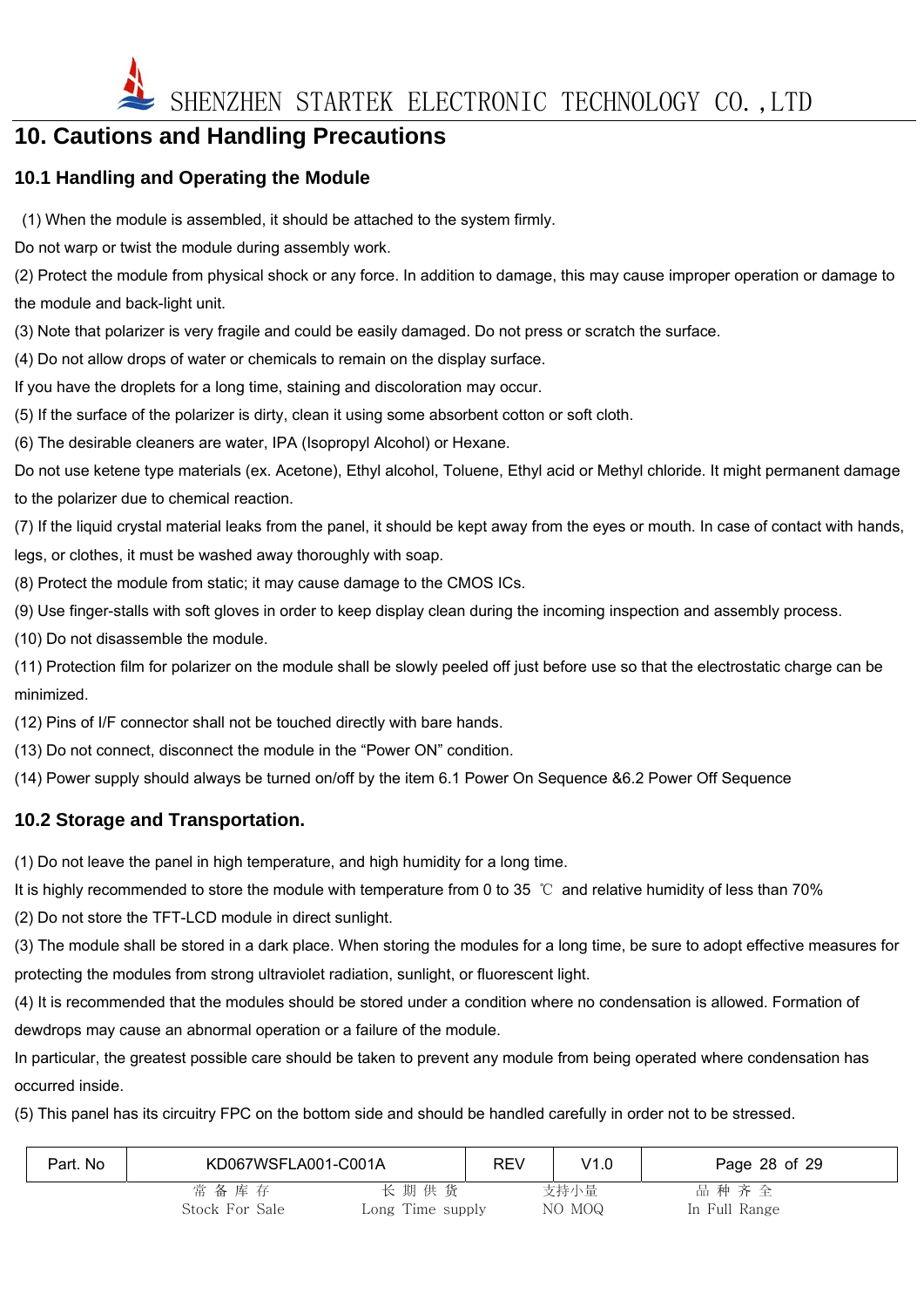# 10. Cautions and Handling Precautions

## 10.1 Handling and Operating the Module

(1) When the module is assembled, it should be attached to the system firmly.
Do not warp or twist the module during assembly work.

(2) Protect the module from physical shock or any force. In addition to damage, this may cause improper operation or damage to the module and back-light unit.

(3) Note that polarizer is very fragile and could be easily damaged. Do not press or scratch the surface.

(4) Do not allow drops of water or chemicals to remain on the display surface.
If you have the droplets for a long time, staining and discoloration may occur.

(5) If the surface of the polarizer is dirty, clean it using some absorbent cotton or soft cloth.

(6) The desirable cleaners are water, IPA (Isopropyl Alcohol) or Hexane.
Do not use ketene type materials (ex. Acetone), Ethyl alcohol, Toluene, Ethyl acid or Methyl chloride. It might permanent damage to the polarizer due to chemical reaction.

(7) If the liquid crystal material leaks from the panel, it should be kept away from the eyes or mouth. In case of contact with hands, legs, or clothes, it must be washed away thoroughly with soap.

(8) Protect the module from static; it may cause damage to the CMOS ICs.

(9) Use finger-stalls with soft gloves in order to keep display clean during the incoming inspection and assembly process.

(10) Do not disassemble the module.

(11) Protection film for polarizer on the module shall be slowly peeled off just before use so that the electrostatic charge can be minimized.

(12) Pins of I/F connector shall not be touched directly with bare hands.

(13) Do not connect, disconnect the module in the “Power ON” condition.

(14) Power supply should always be turned on/off by the item 6.1 Power On Sequence &6.2 Power Off Sequence

## 10.2 Storage and Transportation.

(1) Do not leave the panel in high temperature, and high humidity for a long time.
It is highly recommended to store the module with temperature from 0 to 35 ℃ and relative humidity of less than 70%

(2) Do not store the TFT-LCD module in direct sunlight.

(3) The module shall be stored in a dark place. When storing the modules for a long time, be sure to adopt effective measures for protecting the modules from strong ultraviolet radiation, sunlight, or fluorescent light.

(4) It is recommended that the modules should be stored under a condition where no condensation is allowed. Formation of dewdrops may cause an abnormal operation or a failure of the module.
In particular, the greatest possible care should be taken to prevent any module from being operated where condensation has occurred inside.

(5) This panel has its circuitry FPC on the bottom side and should be handled carefully in order not to be stressed.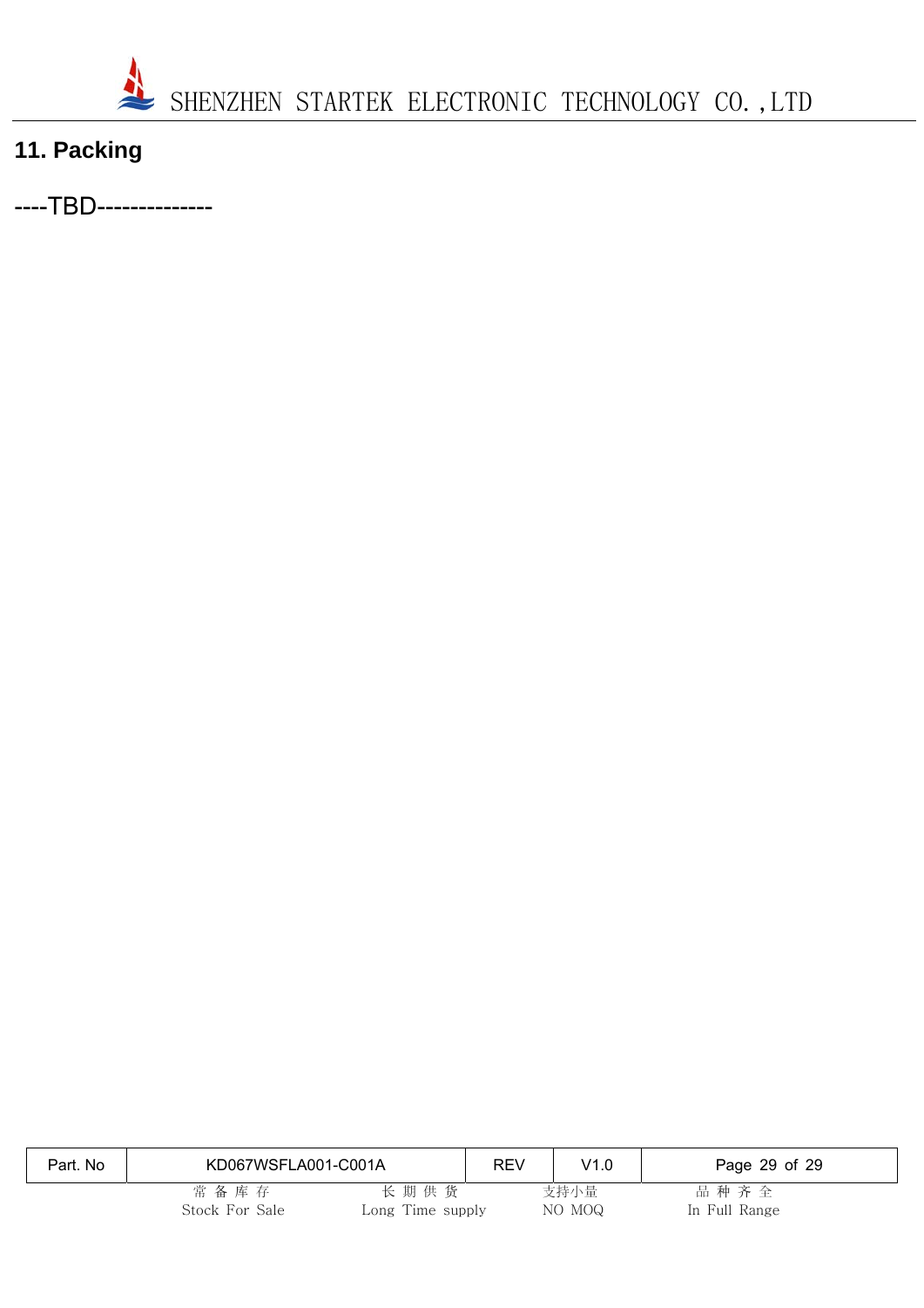## 11. Packing

----TBD--------------